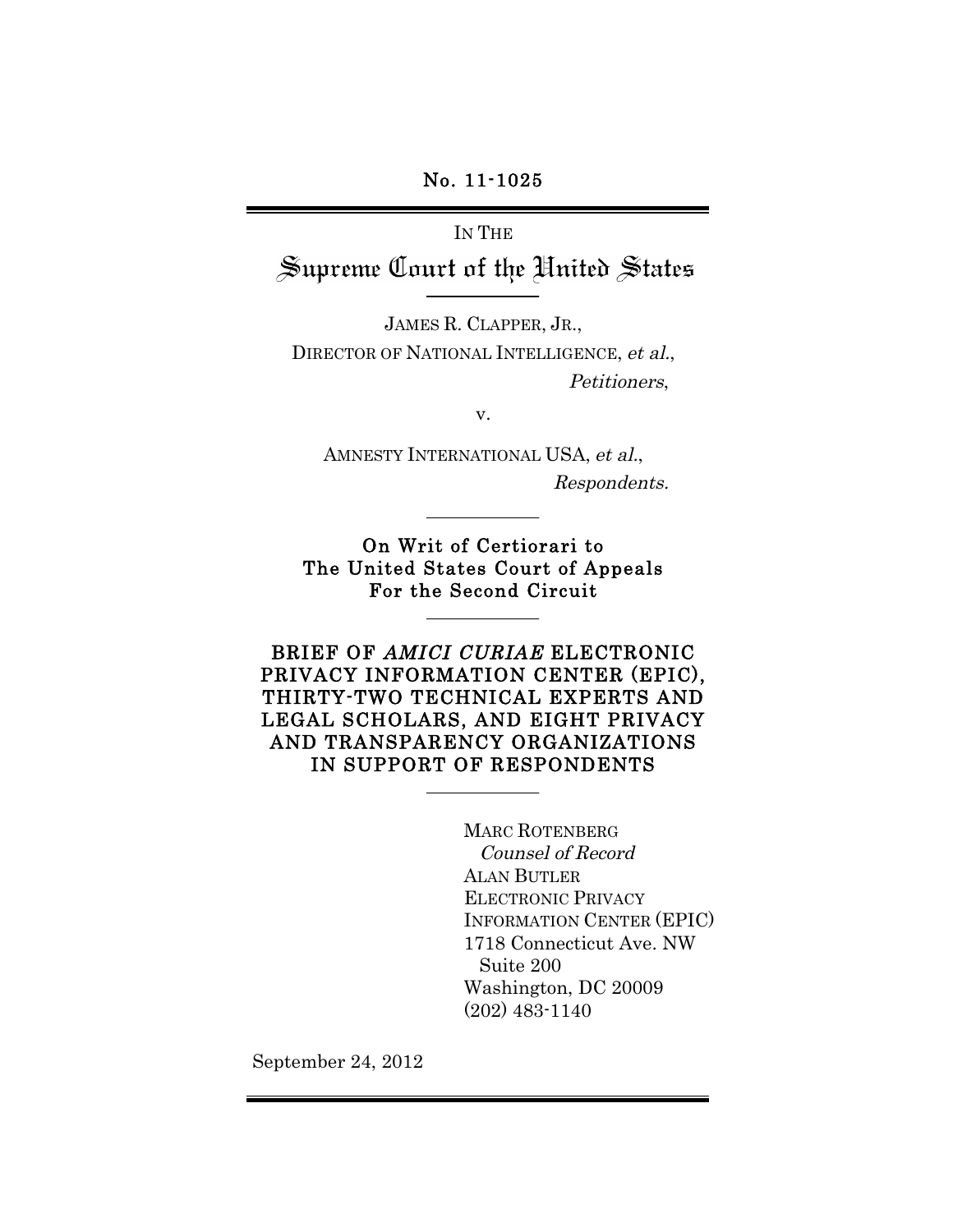No. 11-1025

IN THE

# Supreme Court of the United States

JAMES R. CLAPPER, JR.,
DIRECTOR OF NATIONAL INTELLIGENCE, *et al.*,
*Petitioners*,

v.

AMNESTY INTERNATIONAL USA, *et al.*,
*Respondents.*

**On Writ of Certiorari to The United States Court of Appeals For the Second Circuit**

**BRIEF OF *AMICI CURIAE* ELECTRONIC PRIVACY INFORMATION CENTER (EPIC), THIRTY-TWO TECHNICAL EXPERTS AND LEGAL SCHOLARS, AND EIGHT PRIVACY AND TRANSPARENCY ORGANIZATIONS IN SUPPORT OF RESPONDENTS**

MARC ROTENBERG
*Counsel of Record*
ALAN BUTLER
ELECTRONIC PRIVACY INFORMATION CENTER (EPIC)
1718 Connecticut Ave. NW
Suite 200
Washington, DC 20009
(202) 483-1140

September 24, 2012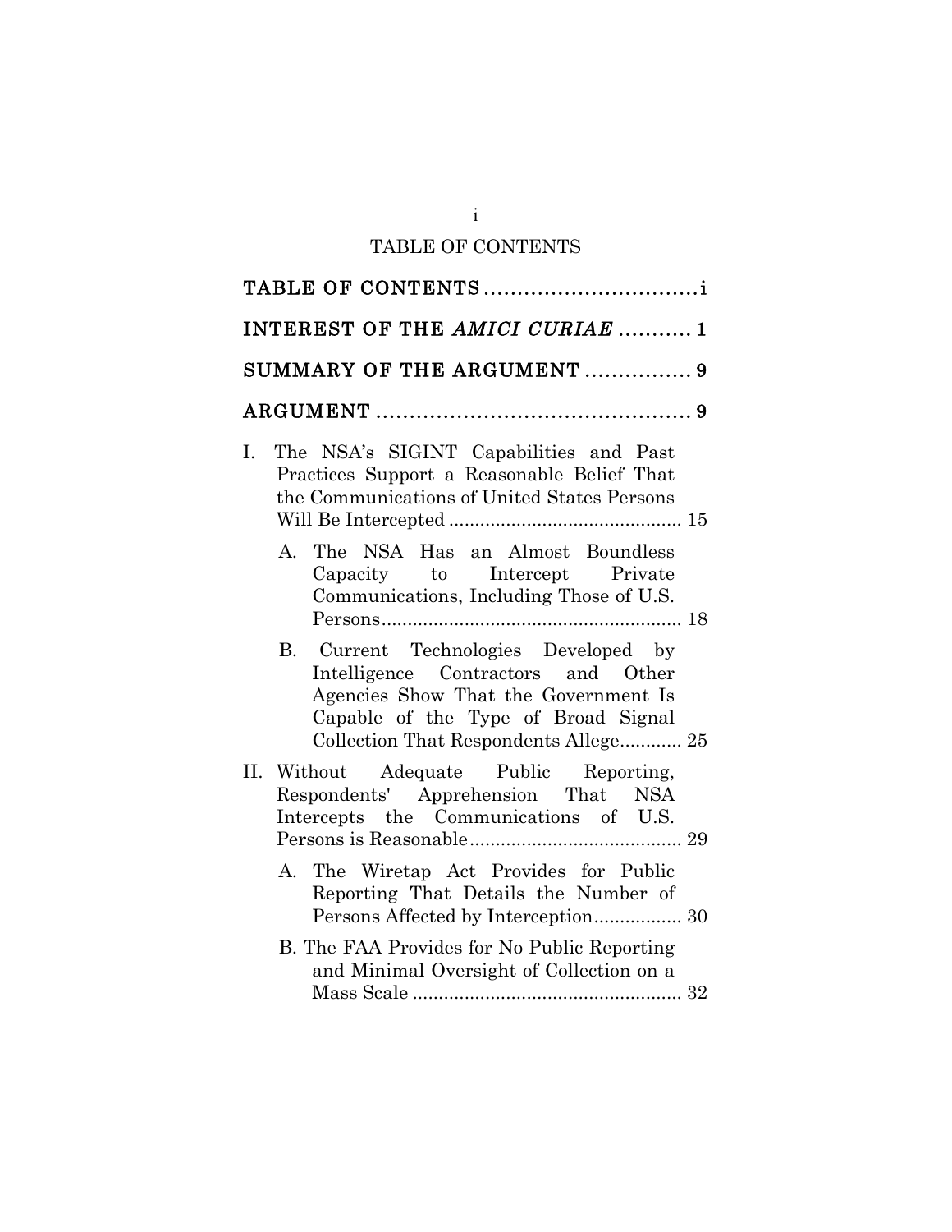# TABLE OF CONTENTS

**TABLE OF CONTENTS** ................................ i

**INTEREST OF THE *AMICI CURIAE*** ........... 1

**SUMMARY OF THE ARGUMENT** ................ 9

**ARGUMENT** ................................................ 9

I. The NSA's SIGINT Capabilities and Past Practices Support a Reasonable Belief That the Communications of United States Persons Will Be Intercepted ............................................. 15

 A. The NSA Has an Almost Boundless Capacity to Intercept Private Communications, Including Those of U.S. Persons.......................................................... 18

 B. Current Technologies Developed by Intelligence Contractors and Other Agencies Show That the Government Is Capable of the Type of Broad Signal Collection That Respondents Allege............ 25

II. Without Adequate Public Reporting, Respondents' Apprehension That NSA Intercepts the Communications of U.S. Persons is Reasonable......................................... 29

 A. The Wiretap Act Provides for Public Reporting That Details the Number of Persons Affected by Interception................. 30

 B. The FAA Provides for No Public Reporting and Minimal Oversight of Collection on a Mass Scale .................................................... 32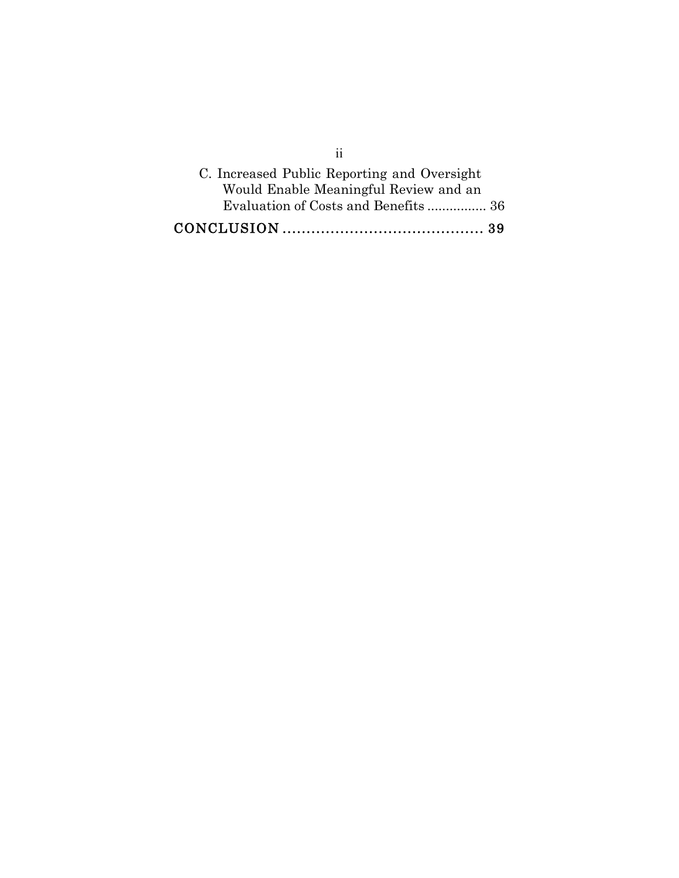C. Increased Public Reporting and Oversight Would Enable Meaningful Review and an Evaluation of Costs and Benefits ................ 36

**CONCLUSION .......................................... 39**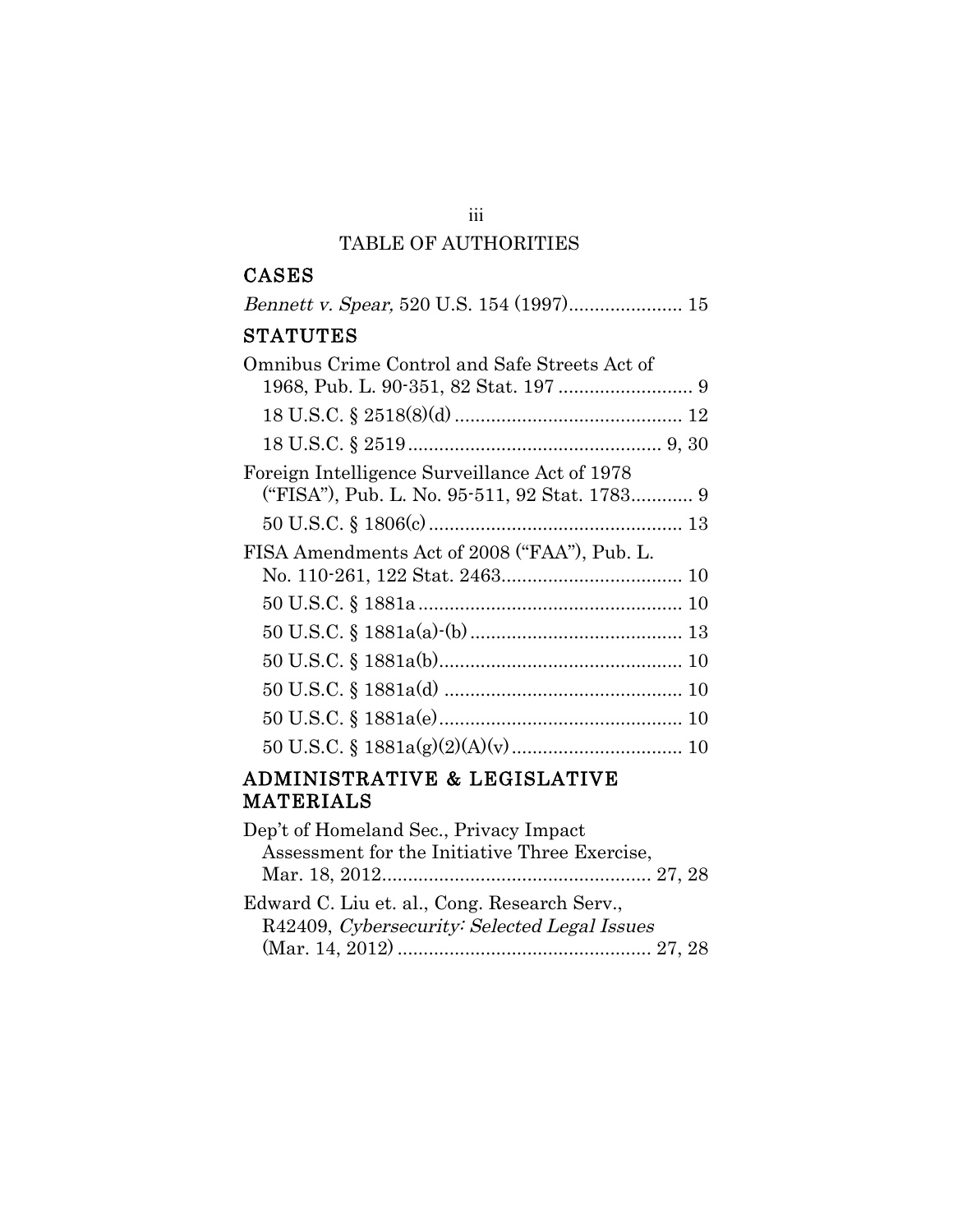# TABLE OF AUTHORITIES

## CASES

*Bennett v. Spear,* 520 U.S. 154 (1997)...................... 15

## STATUTES

Omnibus Crime Control and Safe Streets Act of 1968, Pub. L. 90-351, 82 Stat. 197 .......................... 9

18 U.S.C. § 2518(8)(d) ............................................ 12

18 U.S.C. § 2519 ................................................. 9, 30

Foreign Intelligence Surveillance Act of 1978 ("FISA"), Pub. L. No. 95-511, 92 Stat. 1783............ 9

50 U.S.C. § 1806(c) ................................................. 13

FISA Amendments Act of 2008 ("FAA"), Pub. L. No. 110-261, 122 Stat. 2463.................................. 10

50 U.S.C. § 1881a .................................................. 10

50 U.S.C. § 1881a(a)-(b) ......................................... 13

50 U.S.C. § 1881a(b).............................................. 10

50 U.S.C. § 1881a(d) .............................................. 10

50 U.S.C. § 1881a(e)............................................... 10

50 U.S.C. § 1881a(g)(2)(A)(v) ................................. 10

## ADMINISTRATIVE & LEGISLATIVE MATERIALS

Dep't of Homeland Sec., Privacy Impact Assessment for the Initiative Three Exercise, Mar. 18, 2012.................................................... 27, 28

Edward C. Liu et. al., Cong. Research Serv., R42409, *Cybersecurity: Selected Legal Issues* (Mar. 14, 2012) ................................................. 27, 28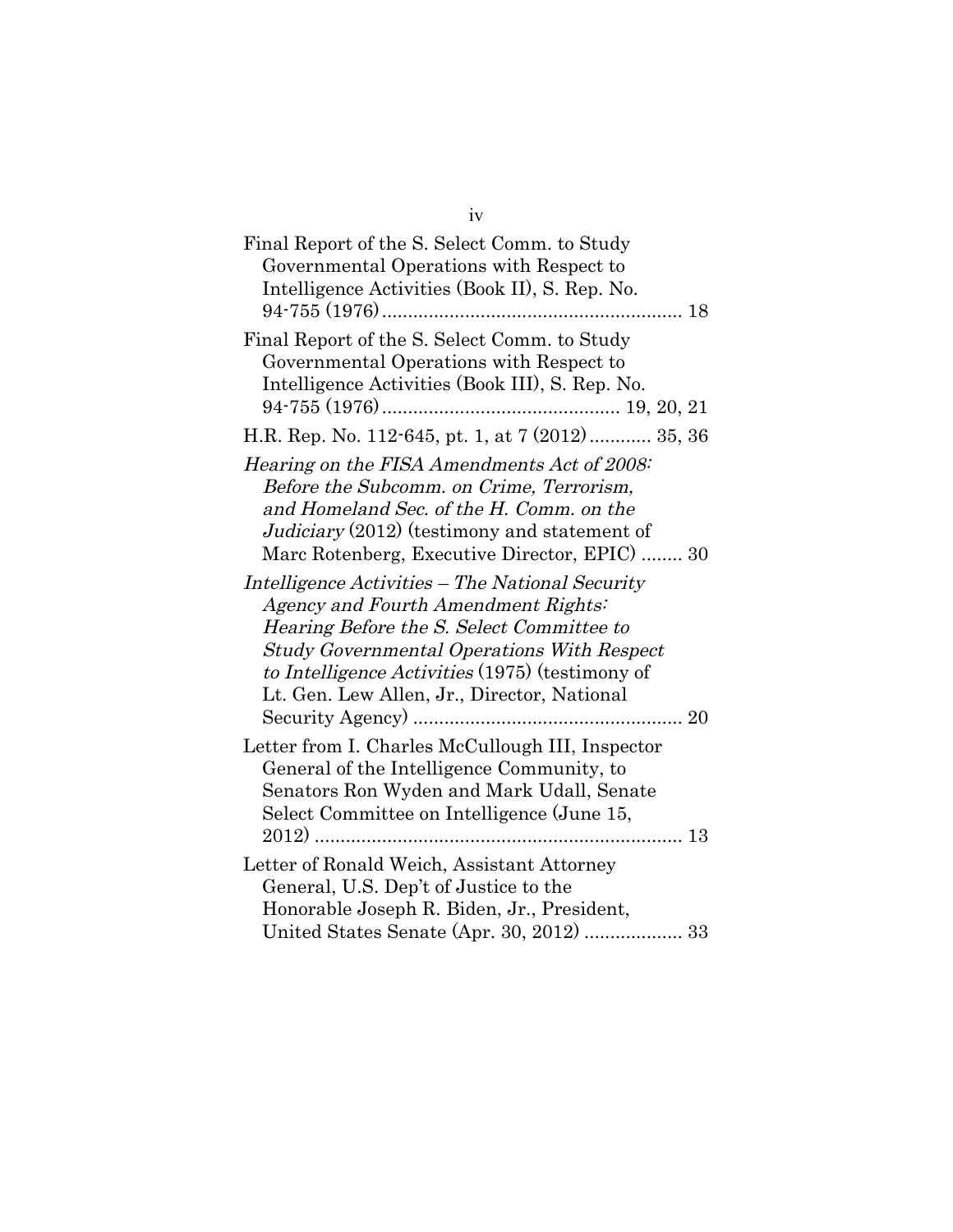Final Report of the S. Select Comm. to Study Governmental Operations with Respect to Intelligence Activities (Book II), S. Rep. No. 94-755 (1976) ........................................................ 18

Final Report of the S. Select Comm. to Study Governmental Operations with Respect to Intelligence Activities (Book III), S. Rep. No. 94-755 (1976) ............................................ 19, 20, 21

H.R. Rep. No. 112-645, pt. 1, at 7 (2012) ............ 35, 36

*Hearing on the FISA Amendments Act of 2008: Before the Subcomm. on Crime, Terrorism, and Homeland Sec. of the H. Comm. on the Judiciary* (2012) (testimony and statement of Marc Rotenberg, Executive Director, EPIC) ........ 30

*Intelligence Activities – The National Security Agency and Fourth Amendment Rights: Hearing Before the S. Select Committee to Study Governmental Operations With Respect to Intelligence Activities* (1975) (testimony of Lt. Gen. Lew Allen, Jr., Director, National Security Agency) ................................................... 20

Letter from I. Charles McCullough III, Inspector General of the Intelligence Community, to Senators Ron Wyden and Mark Udall, Senate Select Committee on Intelligence (June 15, 2012) ....................................................................... 13

Letter of Ronald Weich, Assistant Attorney General, U.S. Dep't of Justice to the Honorable Joseph R. Biden, Jr., President, United States Senate (Apr. 30, 2012) .................. 33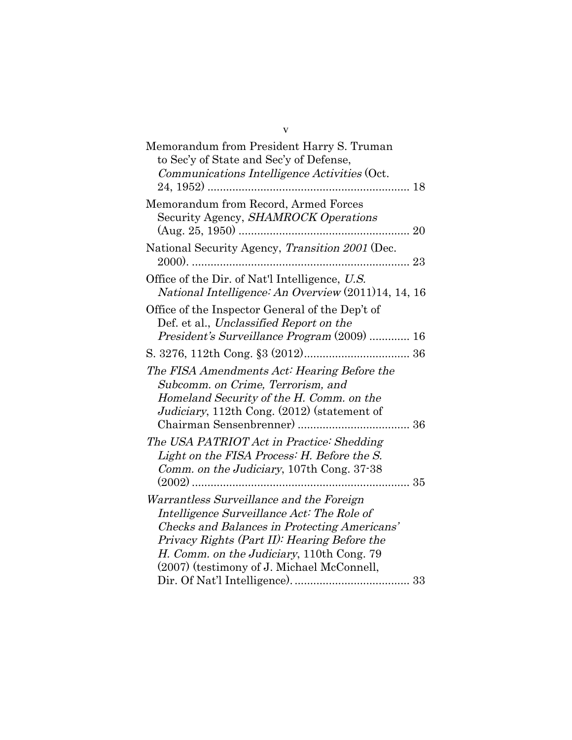Memorandum from President Harry S. Truman to Sec'y of State and Sec'y of Defense, *Communications Intelligence Activities* (Oct. 24, 1952) ................................................................ 18

Memorandum from Record, Armed Forces Security Agency, *SHAMROCK Operations* (Aug. 25, 1950) ...................................................... 20

National Security Agency, *Transition 2001* (Dec. 2000). ..................................................................... 23

Office of the Dir. of Nat'l Intelligence, *U.S. National Intelligence: An Overview* (2011)14, 14, 16

Office of the Inspector General of the Dep't of Def. et al., *Unclassified Report on the President's Surveillance Program* (2009) ............. 16

S. 3276, 112th Cong. §3 (2012).................................. 36

*The FISA Amendments Act: Hearing Before the Subcomm. on Crime, Terrorism, and Homeland Security of the H. Comm. on the Judiciary*, 112th Cong. (2012) (statement of Chairman Sensenbrenner) .................................... 36

*The USA PATRIOT Act in Practice: Shedding Light on the FISA Process: H. Before the S. Comm. on the Judiciary*, 107th Cong. 37-38 (2002) ..................................................................... 35

*Warrantless Surveillance and the Foreign Intelligence Surveillance Act: The Role of Checks and Balances in Protecting Americans' Privacy Rights (Part II): Hearing Before the H. Comm. on the Judiciary*, 110th Cong. 79 (2007) (testimony of J. Michael McConnell, Dir. Of Nat'l Intelligence). .................................... 33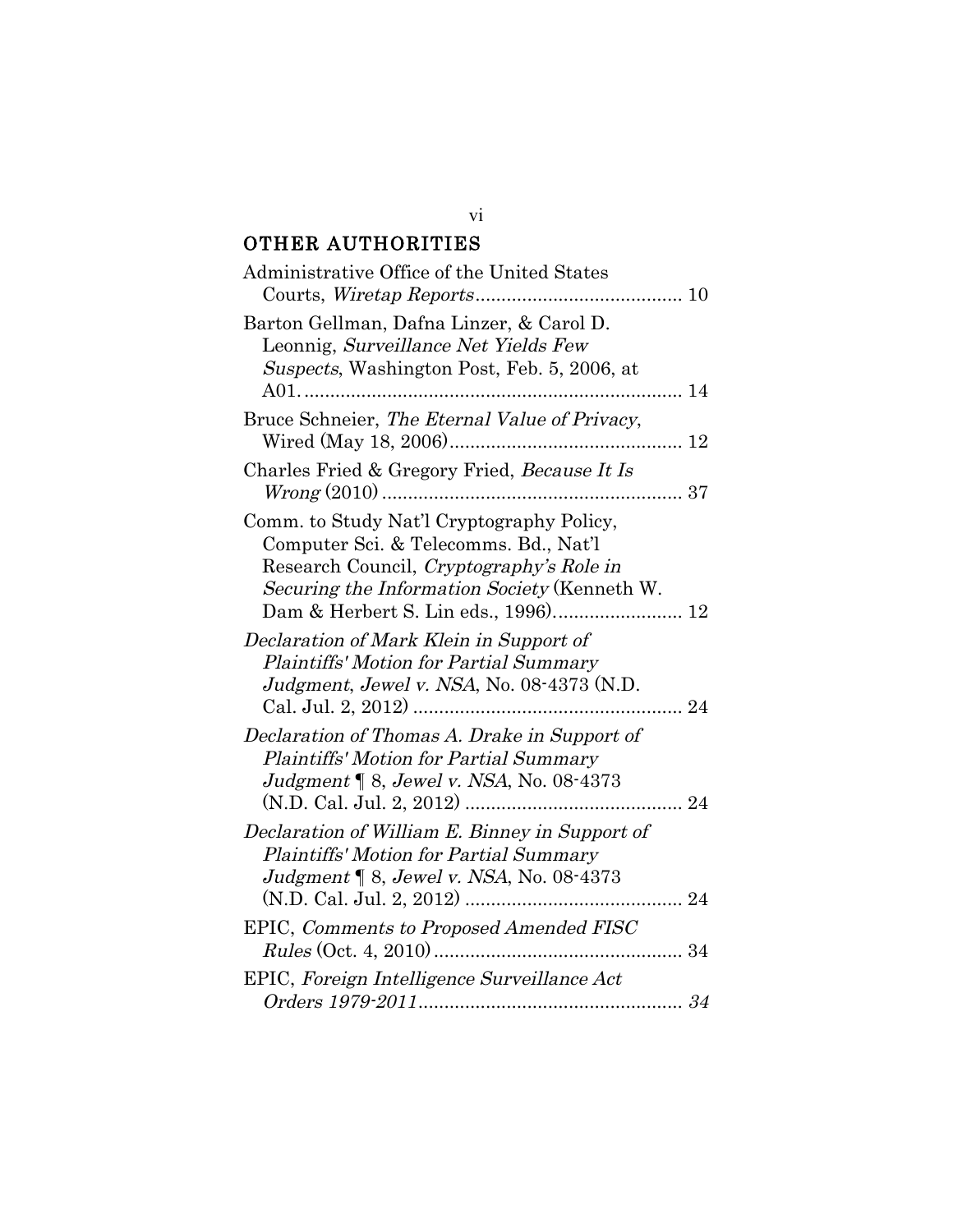## OTHER AUTHORITIES

Administrative Office of the United States Courts, *Wiretap Reports*........................................ 10

Barton Gellman, Dafna Linzer, & Carol D. Leonnig, *Surveillance Net Yields Few Suspects*, Washington Post, Feb. 5, 2006, at A01.......................................................................... 14

Bruce Schneier, *The Eternal Value of Privacy*, Wired (May 18, 2006)............................................ 12

Charles Fried & Gregory Fried, *Because It Is Wrong* (2010).......................................................... 37

Comm. to Study Nat'l Cryptography Policy, Computer Sci. & Telecomms. Bd., Nat'l Research Council, *Cryptography's Role in Securing the Information Society* (Kenneth W. Dam & Herbert S. Lin eds., 1996)......................... 12

*Declaration of Mark Klein in Support of Plaintiffs' Motion for Partial Summary Judgment*, *Jewel v. NSA*, No. 08-4373 (N.D. Cal. Jul. 2, 2012) .................................................... 24

*Declaration of Thomas A. Drake in Support of Plaintiffs' Motion for Partial Summary Judgment* ¶ 8, *Jewel v. NSA*, No. 08-4373 (N.D. Cal. Jul. 2, 2012) .......................................... 24

*Declaration of William E. Binney in Support of Plaintiffs' Motion for Partial Summary Judgment* ¶ 8, *Jewel v. NSA*, No. 08-4373 (N.D. Cal. Jul. 2, 2012) .......................................... 24

EPIC, *Comments to Proposed Amended FISC Rules* (Oct. 4, 2010)................................................ 34

EPIC, *Foreign Intelligence Surveillance Act Orders 1979-2011*.................................................. *34*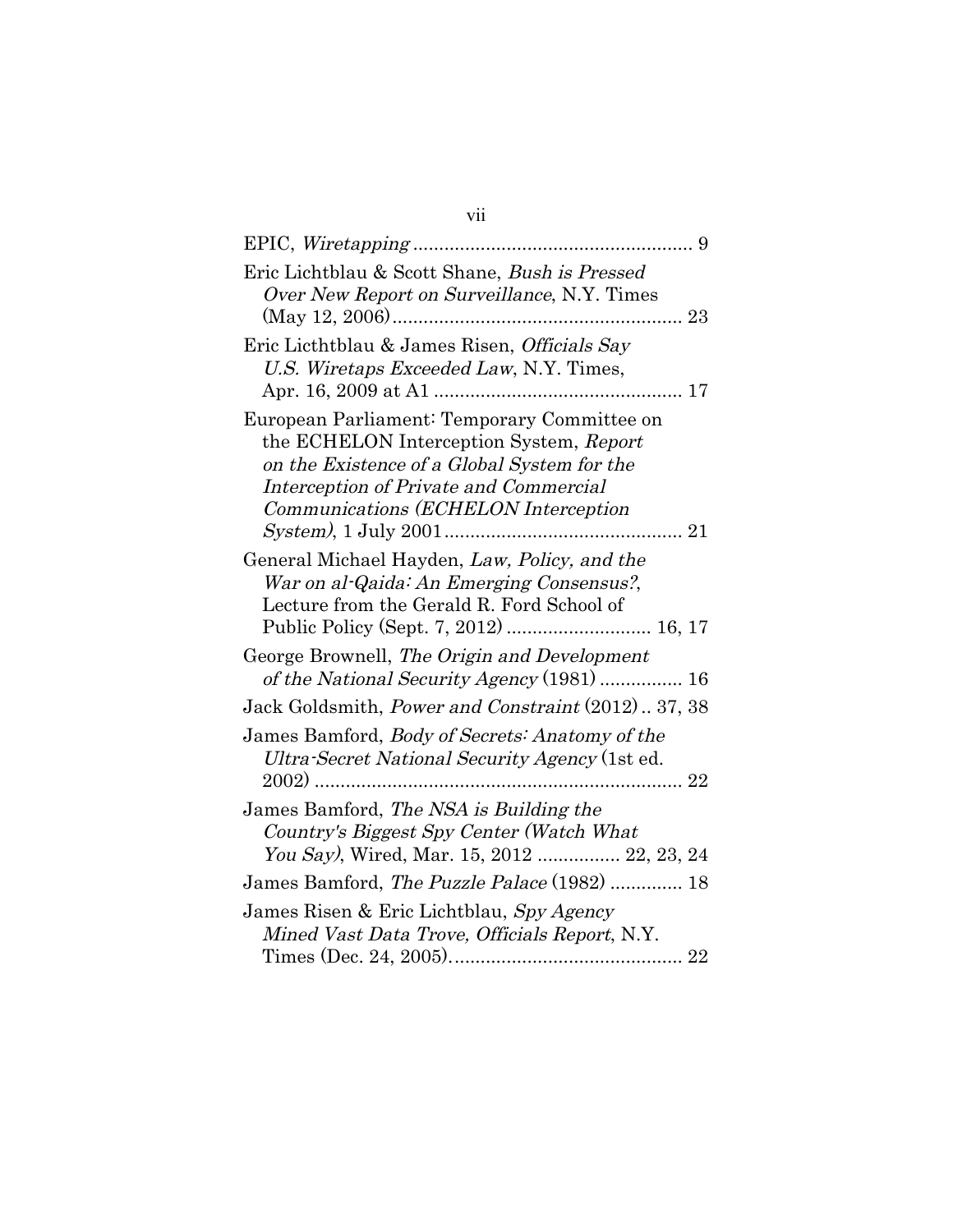EPIC, *Wiretapping* ........................................................ 9

Eric Lichtblau & Scott Shane, *Bush is Pressed Over New Report on Surveillance*, N.Y. Times (May 12, 2006)........................................................ 23

Eric Licthtblau & James Risen, *Officials Say U.S. Wiretaps Exceeded Law*, N.Y. Times, Apr. 16, 2009 at A1 ................................................ 17

European Parliament: Temporary Committee on the ECHELON Interception System, *Report on the Existence of a Global System for the Interception of Private and Commercial Communications (ECHELON Interception System)*, 1 July 2001............................................... 21

General Michael Hayden, *Law, Policy, and the War on al-Qaida: An Emerging Consensus?*, Lecture from the Gerald R. Ford School of Public Policy (Sept. 7, 2012) ............................ 16, 17

George Brownell, *The Origin and Development of the National Security Agency* (1981) ................ 16

Jack Goldsmith, *Power and Constraint* (2012) .. 37, 38

James Bamford, *Body of Secrets: Anatomy of the Ultra-Secret National Security Agency* (1st ed. 2002) ....................................................................... 22

James Bamford, *The NSA is Building the Country's Biggest Spy Center (Watch What You Say)*, Wired, Mar. 15, 2012 ................ 22, 23, 24

James Bamford, *The Puzzle Palace* (1982) .............. 18

James Risen & Eric Lichtblau, *Spy Agency Mined Vast Data Trove, Officials Report*, N.Y. Times (Dec. 24, 2005)............................................. 22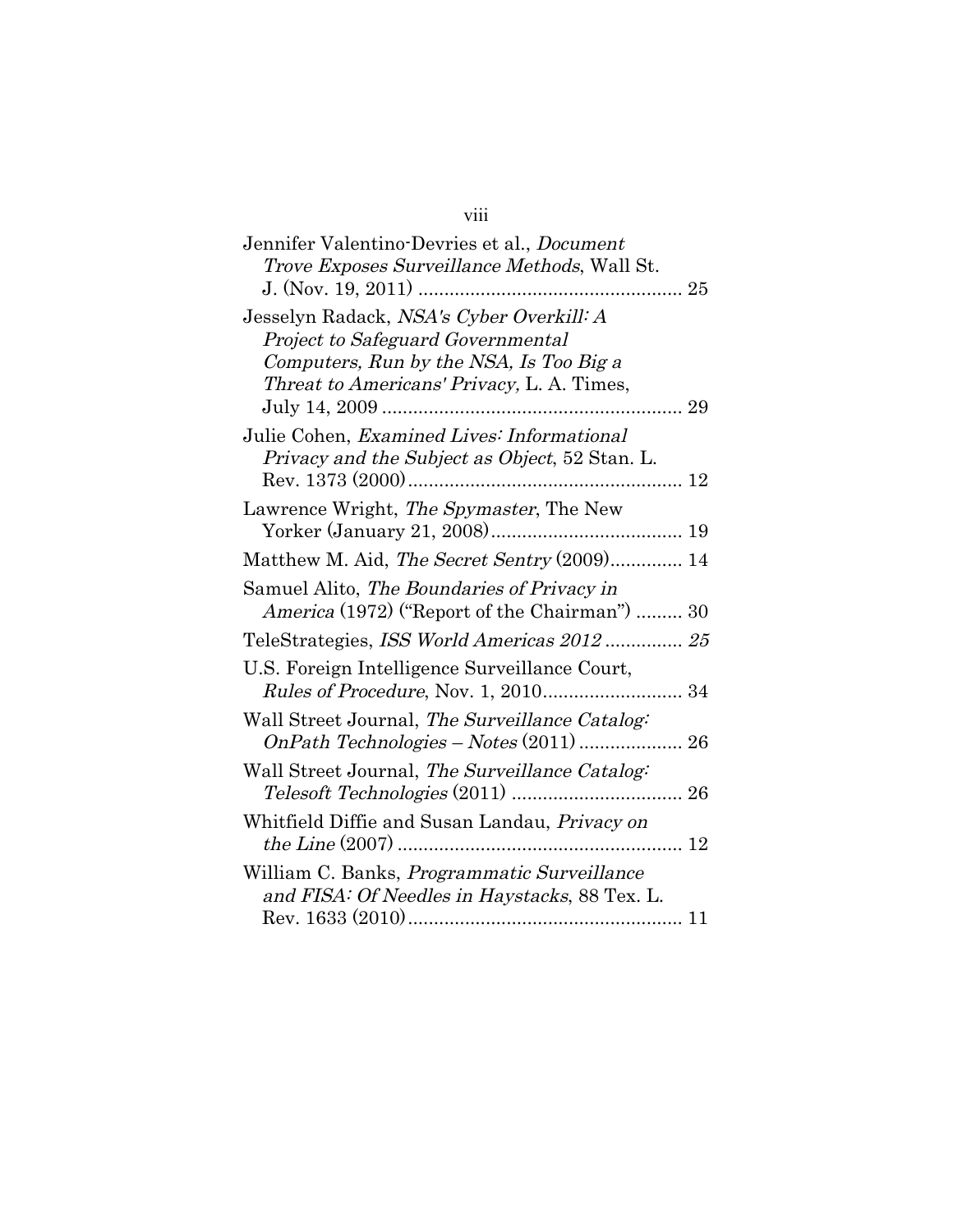Jennifer Valentino-Devries et al., *Document Trove Exposes Surveillance Methods*, Wall St. J. (Nov. 19, 2011) .................................................. 25

Jesselyn Radack, *NSA's Cyber Overkill: A Project to Safeguard Governmental Computers, Run by the NSA, Is Too Big a Threat to Americans' Privacy,* L. A. Times, July 14, 2009 .......................................................... 29

Julie Cohen, *Examined Lives: Informational Privacy and the Subject as Object*, 52 Stan. L. Rev. 1373 (2000)..................................................... 12

Lawrence Wright, *The Spymaster*, The New Yorker (January 21, 2008)..................................... 19

Matthew M. Aid, *The Secret Sentry* (2009).............. 14

Samuel Alito, *The Boundaries of Privacy in America* (1972) ("Report of the Chairman") ......... 30

TeleStrategies, *ISS World Americas 2012 ............... 25*

U.S. Foreign Intelligence Surveillance Court, *Rules of Procedure*, Nov. 1, 2010........................... 34

Wall Street Journal, *The Surveillance Catalog: OnPath Technologies – Notes* (2011) .................... 26

Wall Street Journal, *The Surveillance Catalog: Telesoft Technologies* (2011) ................................. 26

Whitfield Diffie and Susan Landau, *Privacy on the Line* (2007) ...................................................... 12

William C. Banks, *Programmatic Surveillance and FISA: Of Needles in Haystacks*, 88 Tex. L. Rev. 1633 (2010).................................................... 11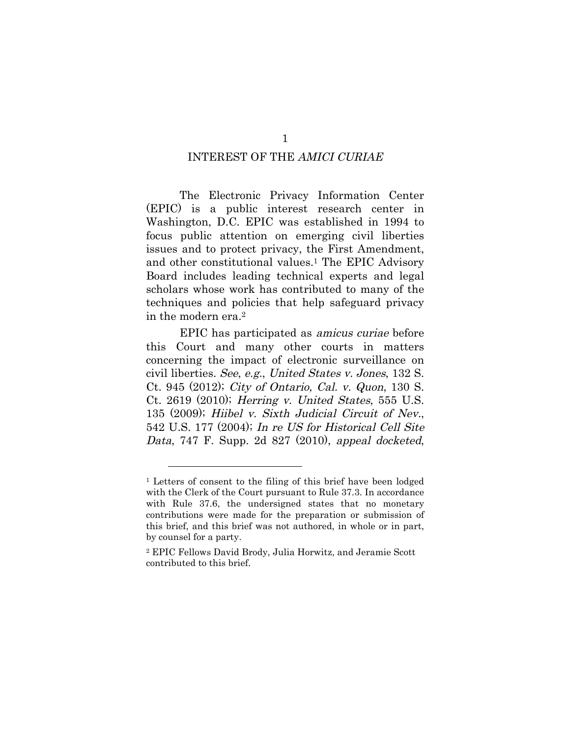## INTEREST OF THE *AMICI CURIAE*

The Electronic Privacy Information Center (EPIC) is a public interest research center in Washington, D.C. EPIC was established in 1994 to focus public attention on emerging civil liberties issues and to protect privacy, the First Amendment, and other constitutional values.[1] The EPIC Advisory Board includes leading technical experts and legal scholars whose work has contributed to many of the techniques and policies that help safeguard privacy in the modern era.[2]

EPIC has participated as *amicus curiae* before this Court and many other courts in matters concerning the impact of electronic surveillance on civil liberties. *See*, *e.g.*, *United States v. Jones*, 132 S. Ct. 945 (2012); *City of Ontario, Cal. v. Quon*, 130 S. Ct. 2619 (2010); *Herring v. United States*, 555 U.S. 135 (2009); *Hiibel v. Sixth Judicial Circuit of Nev.*, 542 U.S. 177 (2004); *In re US for Historical Cell Site Data*, 747 F. Supp. 2d 827 (2010), *appeal docketed*,

---

[1] Letters of consent to the filing of this brief have been lodged with the Clerk of the Court pursuant to Rule 37.3. In accordance with Rule 37.6, the undersigned states that no monetary contributions were made for the preparation or submission of this brief, and this brief was not authored, in whole or in part, by counsel for a party.

[2] EPIC Fellows David Brody, Julia Horwitz, and Jeramie Scott contributed to this brief.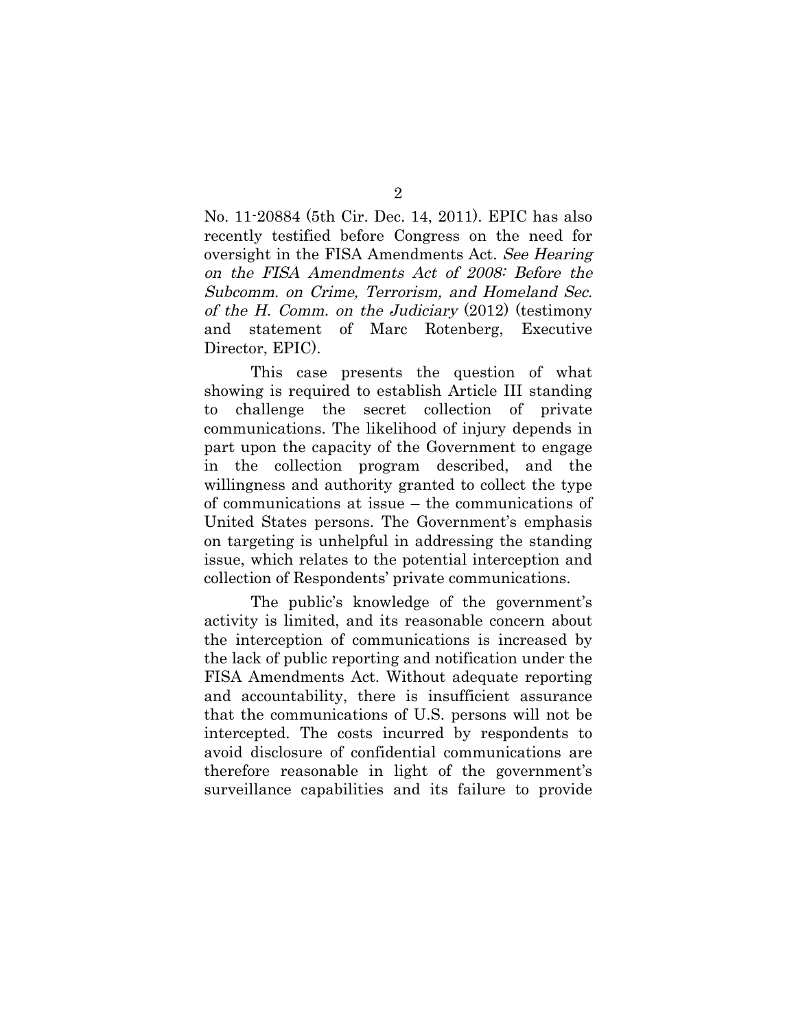No. 11-20884 (5th Cir. Dec. 14, 2011). EPIC has also recently testified before Congress on the need for oversight in the FISA Amendments Act. *See Hearing on the FISA Amendments Act of 2008: Before the Subcomm. on Crime, Terrorism, and Homeland Sec. of the H. Comm. on the Judiciary* (2012) (testimony and statement of Marc Rotenberg, Executive Director, EPIC).

This case presents the question of what showing is required to establish Article III standing to challenge the secret collection of private communications. The likelihood of injury depends in part upon the capacity of the Government to engage in the collection program described, and the willingness and authority granted to collect the type of communications at issue – the communications of United States persons. The Government's emphasis on targeting is unhelpful in addressing the standing issue, which relates to the potential interception and collection of Respondents' private communications.

The public's knowledge of the government's activity is limited, and its reasonable concern about the interception of communications is increased by the lack of public reporting and notification under the FISA Amendments Act. Without adequate reporting and accountability, there is insufficient assurance that the communications of U.S. persons will not be intercepted. The costs incurred by respondents to avoid disclosure of confidential communications are therefore reasonable in light of the government's surveillance capabilities and its failure to provide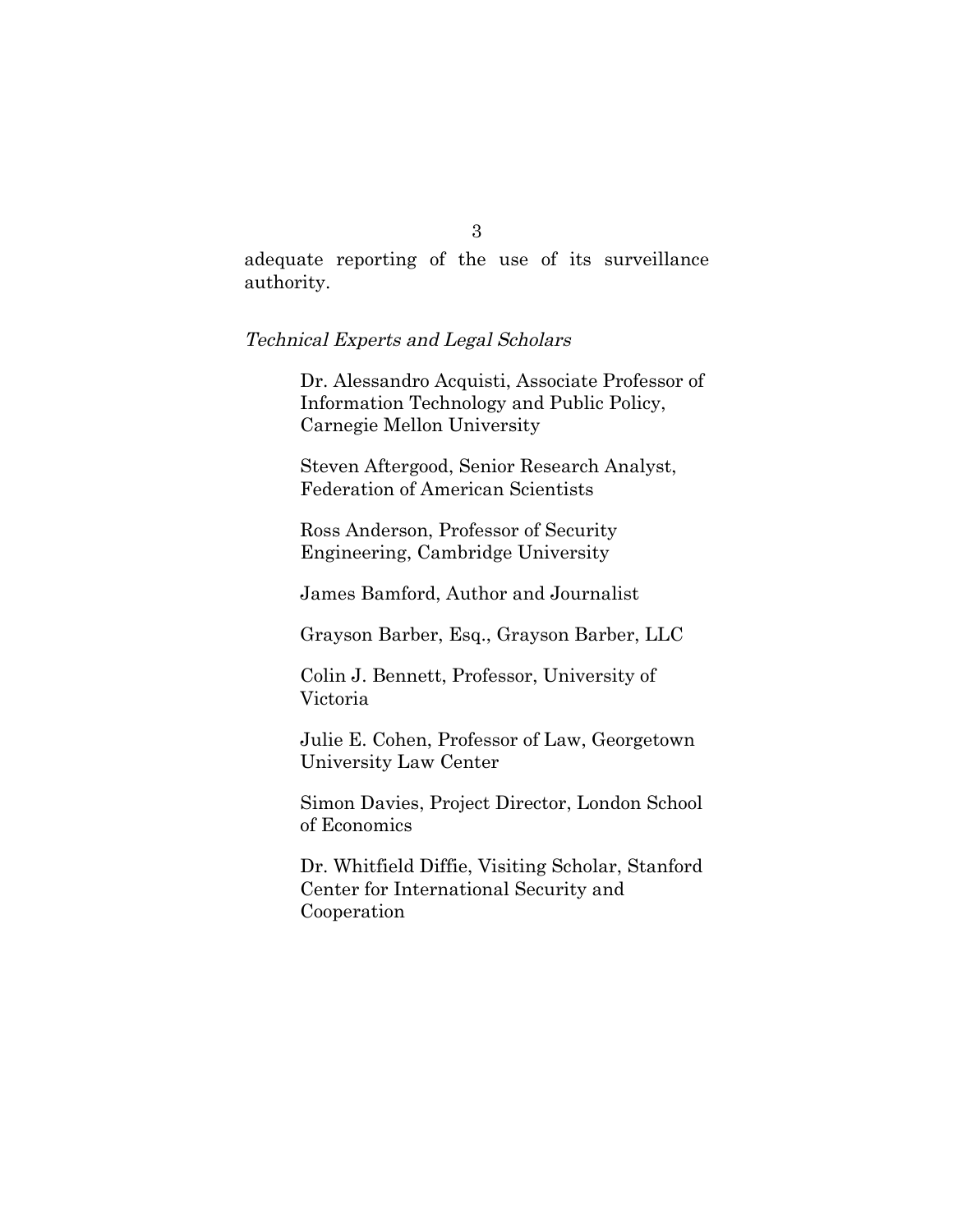adequate reporting of the use of its surveillance authority.

*Technical Experts and Legal Scholars*

Dr. Alessandro Acquisti, Associate Professor of Information Technology and Public Policy, Carnegie Mellon University

Steven Aftergood, Senior Research Analyst, Federation of American Scientists

Ross Anderson, Professor of Security Engineering, Cambridge University

James Bamford, Author and Journalist

Grayson Barber, Esq., Grayson Barber, LLC

Colin J. Bennett, Professor, University of Victoria

Julie E. Cohen, Professor of Law, Georgetown University Law Center

Simon Davies, Project Director, London School of Economics

Dr. Whitfield Diffie, Visiting Scholar, Stanford Center for International Security and Cooperation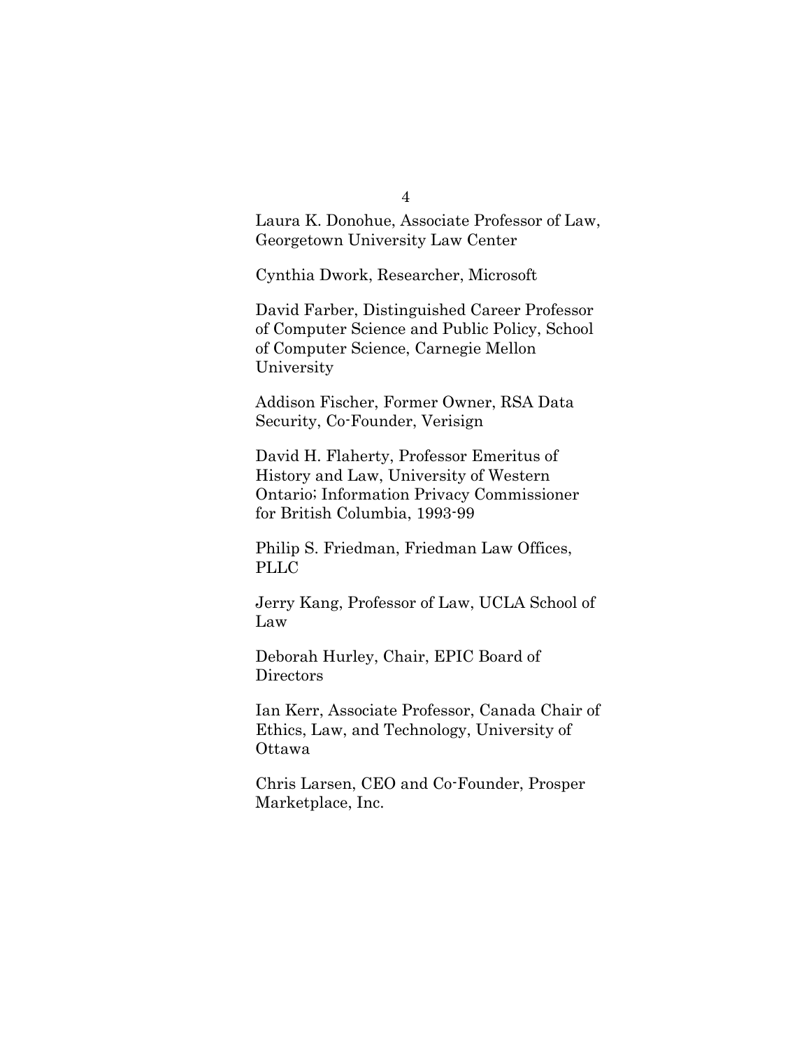Laura K. Donohue, Associate Professor of Law, Georgetown University Law Center

Cynthia Dwork, Researcher, Microsoft

David Farber, Distinguished Career Professor of Computer Science and Public Policy, School of Computer Science, Carnegie Mellon University

Addison Fischer, Former Owner, RSA Data Security, Co-Founder, Verisign

David H. Flaherty, Professor Emeritus of History and Law, University of Western Ontario; Information Privacy Commissioner for British Columbia, 1993-99

Philip S. Friedman, Friedman Law Offices, PLLC

Jerry Kang, Professor of Law, UCLA School of Law

Deborah Hurley, Chair, EPIC Board of Directors

Ian Kerr, Associate Professor, Canada Chair of Ethics, Law, and Technology, University of Ottawa

Chris Larsen, CEO and Co-Founder, Prosper Marketplace, Inc.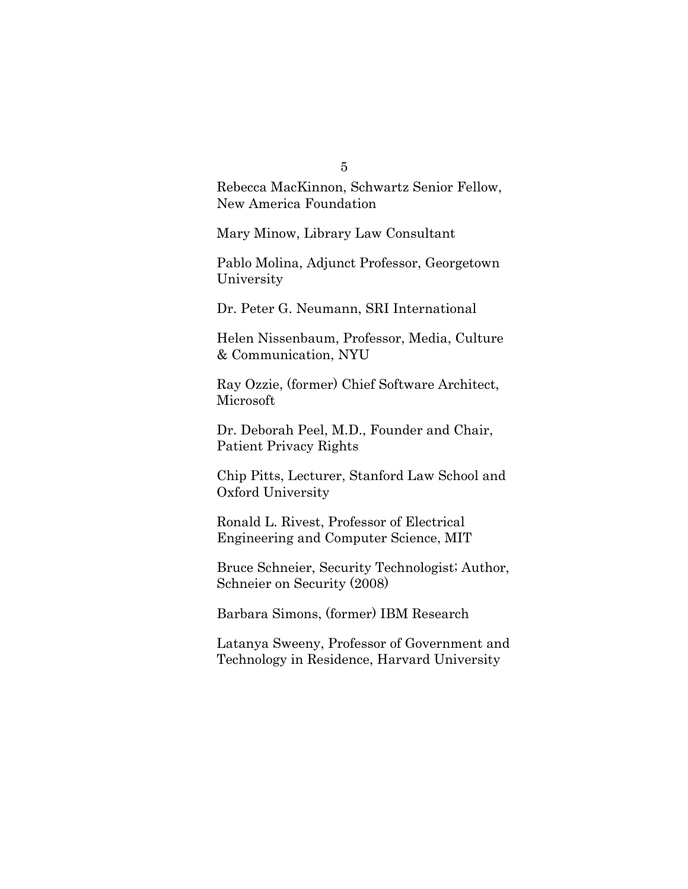Rebecca MacKinnon, Schwartz Senior Fellow, New America Foundation

Mary Minow, Library Law Consultant

Pablo Molina, Adjunct Professor, Georgetown University

Dr. Peter G. Neumann, SRI International

Helen Nissenbaum, Professor, Media, Culture & Communication, NYU

Ray Ozzie, (former) Chief Software Architect, Microsoft

Dr. Deborah Peel, M.D., Founder and Chair, Patient Privacy Rights

Chip Pitts, Lecturer, Stanford Law School and Oxford University

Ronald L. Rivest, Professor of Electrical Engineering and Computer Science, MIT

Bruce Schneier, Security Technologist; Author, Schneier on Security (2008)

Barbara Simons, (former) IBM Research

Latanya Sweeny, Professor of Government and Technology in Residence, Harvard University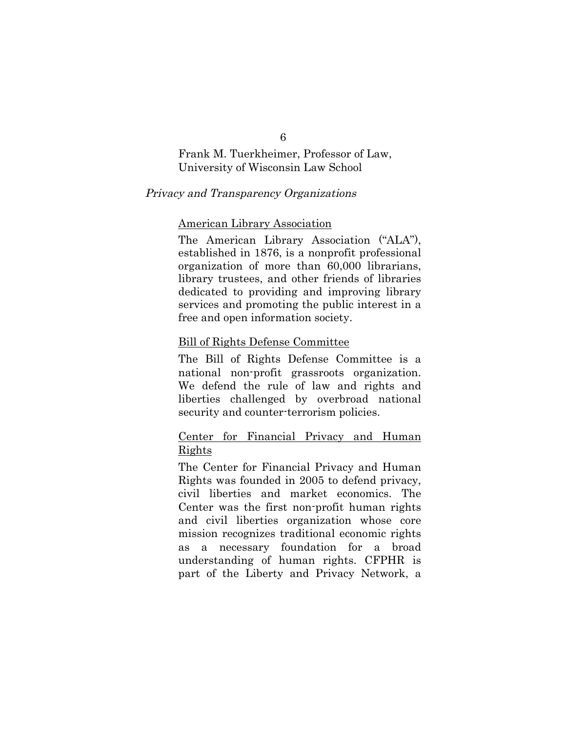Frank M. Tuerkheimer, Professor of Law, University of Wisconsin Law School

*Privacy and Transparency Organizations*

American Library Association

The American Library Association ("ALA"), established in 1876, is a nonprofit professional organization of more than 60,000 librarians, library trustees, and other friends of libraries dedicated to providing and improving library services and promoting the public interest in a free and open information society.

Bill of Rights Defense Committee

The Bill of Rights Defense Committee is a national non-profit grassroots organization. We defend the rule of law and rights and liberties challenged by overbroad national security and counter-terrorism policies.

Center for Financial Privacy and Human Rights

The Center for Financial Privacy and Human Rights was founded in 2005 to defend privacy, civil liberties and market economics. The Center was the first non-profit human rights and civil liberties organization whose core mission recognizes traditional economic rights as a necessary foundation for a broad understanding of human rights. CFPHR is part of the Liberty and Privacy Network, a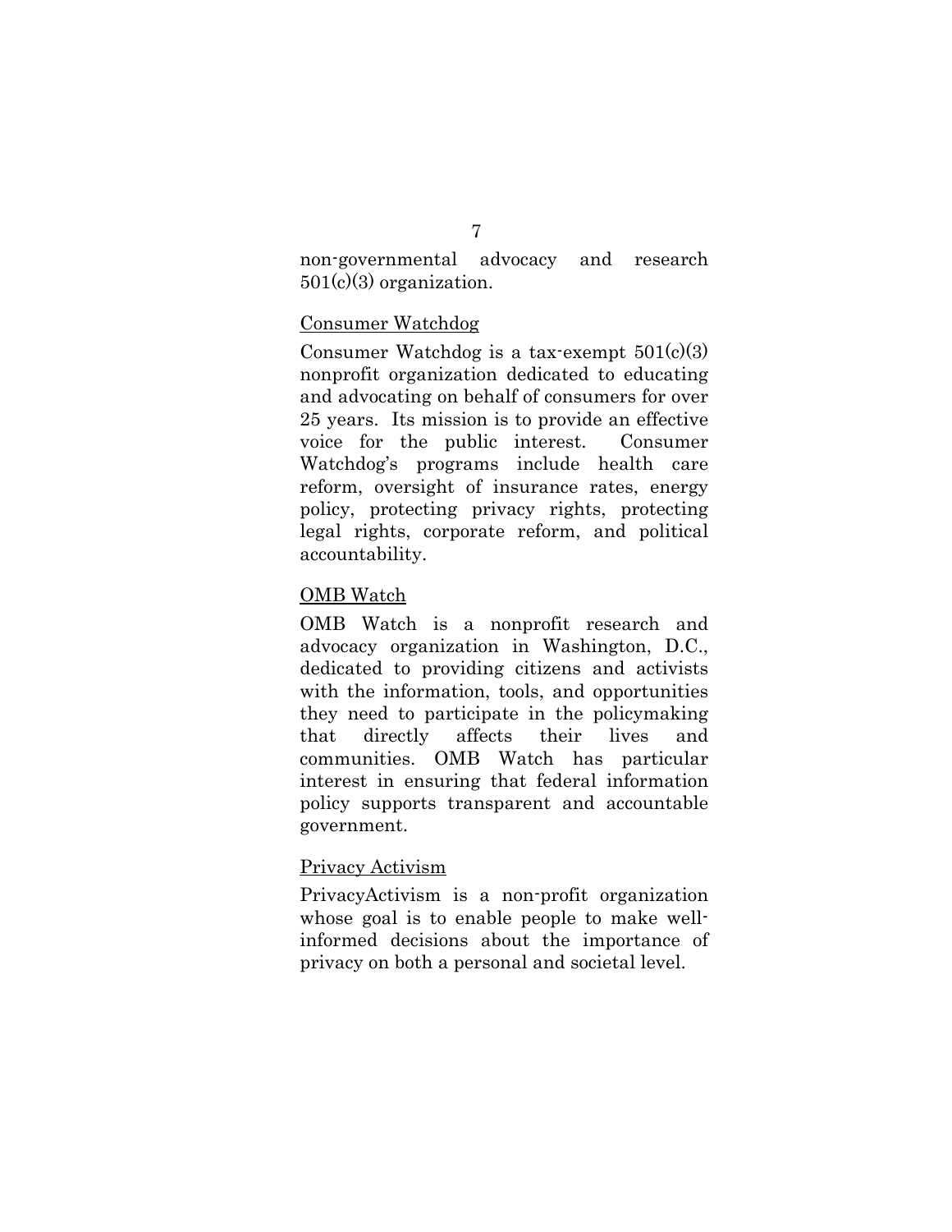non-governmental advocacy and research 501(c)(3) organization.

Consumer Watchdog

Consumer Watchdog is a tax-exempt 501(c)(3) nonprofit organization dedicated to educating and advocating on behalf of consumers for over 25 years. Its mission is to provide an effective voice for the public interest. Consumer Watchdog's programs include health care reform, oversight of insurance rates, energy policy, protecting privacy rights, protecting legal rights, corporate reform, and political accountability.

OMB Watch

OMB Watch is a nonprofit research and advocacy organization in Washington, D.C., dedicated to providing citizens and activists with the information, tools, and opportunities they need to participate in the policymaking that directly affects their lives and communities. OMB Watch has particular interest in ensuring that federal information policy supports transparent and accountable government.

Privacy Activism

PrivacyActivism is a non-profit organization whose goal is to enable people to make well-informed decisions about the importance of privacy on both a personal and societal level.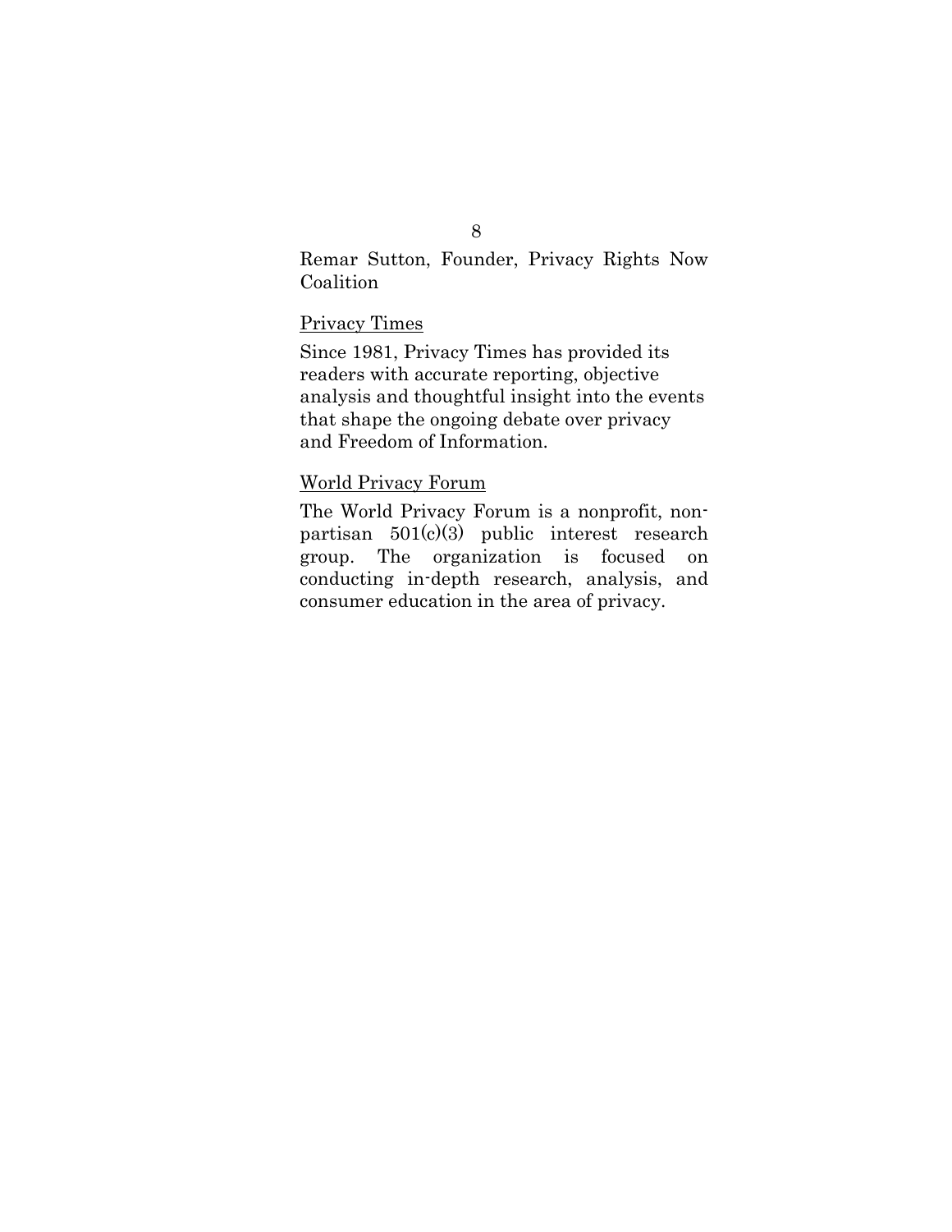Remar Sutton, Founder, Privacy Rights Now Coalition

<u>Privacy Times</u>

Since 1981, Privacy Times has provided its readers with accurate reporting, objective analysis and thoughtful insight into the events that shape the ongoing debate over privacy and Freedom of Information.

<u>World Privacy Forum</u>

The World Privacy Forum is a nonprofit, non-partisan 501(c)(3) public interest research group. The organization is focused on conducting in-depth research, analysis, and consumer education in the area of privacy.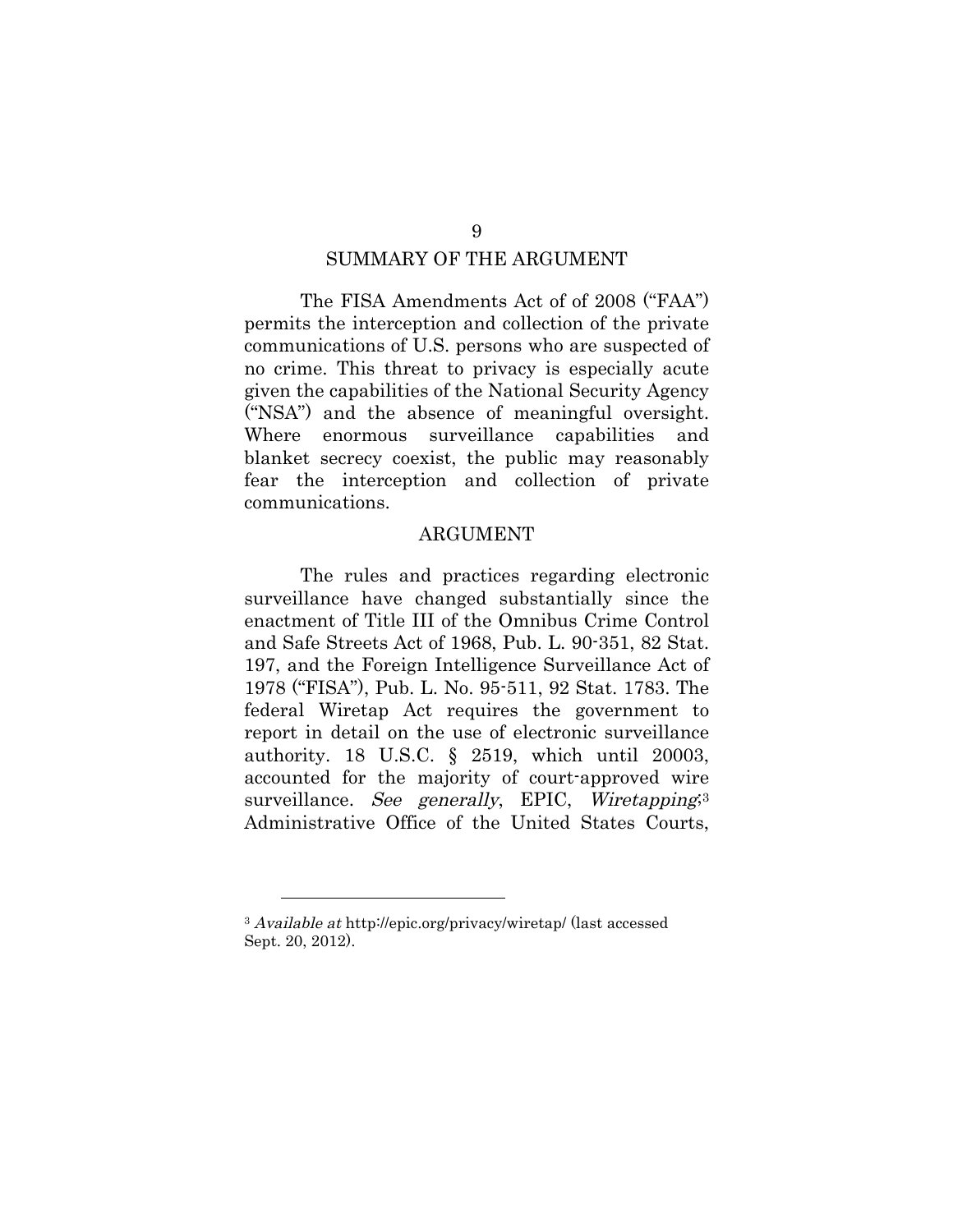## SUMMARY OF THE ARGUMENT

The FISA Amendments Act of of 2008 ("FAA") permits the interception and collection of the private communications of U.S. persons who are suspected of no crime. This threat to privacy is especially acute given the capabilities of the National Security Agency ("NSA") and the absence of meaningful oversight. Where enormous surveillance capabilities and blanket secrecy coexist, the public may reasonably fear the interception and collection of private communications.

## ARGUMENT

The rules and practices regarding electronic surveillance have changed substantially since the enactment of Title III of the Omnibus Crime Control and Safe Streets Act of 1968, Pub. L. 90-351, 82 Stat. 197, and the Foreign Intelligence Surveillance Act of 1978 ("FISA"), Pub. L. No. 95-511, 92 Stat. 1783. The federal Wiretap Act requires the government to report in detail on the use of electronic surveillance authority. 18 U.S.C. § 2519, which until 20003, accounted for the majority of court-approved wire surveillance. *See generally*, EPIC, *Wiretapping*;[3] Administrative Office of the United States Courts,

---

[3] *Available at* http://epic.org/privacy/wiretap/ (last accessed Sept. 20, 2012).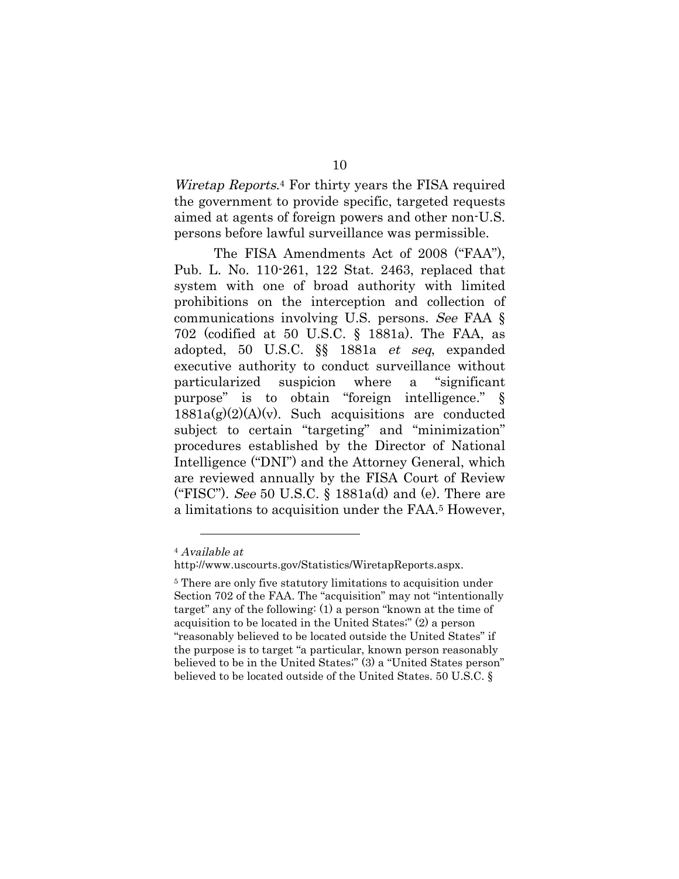*Wiretap Reports*.[4] For thirty years the FISA required the government to provide specific, targeted requests aimed at agents of foreign powers and other non-U.S. persons before lawful surveillance was permissible.

The FISA Amendments Act of 2008 ("FAA"), Pub. L. No. 110-261, 122 Stat. 2463, replaced that system with one of broad authority with limited prohibitions on the interception and collection of communications involving U.S. persons. *See* FAA § 702 (codified at 50 U.S.C. § 1881a). The FAA, as adopted, 50 U.S.C. §§ 1881a *et seq*, expanded executive authority to conduct surveillance without particularized suspicion where a "significant purpose" is to obtain "foreign intelligence." § 1881a(g)(2)(A)(v). Such acquisitions are conducted subject to certain "targeting" and "minimization" procedures established by the Director of National Intelligence ("DNI") and the Attorney General, which are reviewed annually by the FISA Court of Review ("FISC"). *See* 50 U.S.C. § 1881a(d) and (e). There are a limitations to acquisition under the FAA.[5] However,

---

[4] *Available at* http://www.uscourts.gov/Statistics/WiretapReports.aspx.

[5] There are only five statutory limitations to acquisition under Section 702 of the FAA. The "acquisition" may not "intentionally target" any of the following: (1) a person "known at the time of acquisition to be located in the United States;" (2) a person "reasonably believed to be located outside the United States" if the purpose is to target "a particular, known person reasonably believed to be in the United States;" (3) a "United States person" believed to be located outside of the United States. 50 U.S.C. §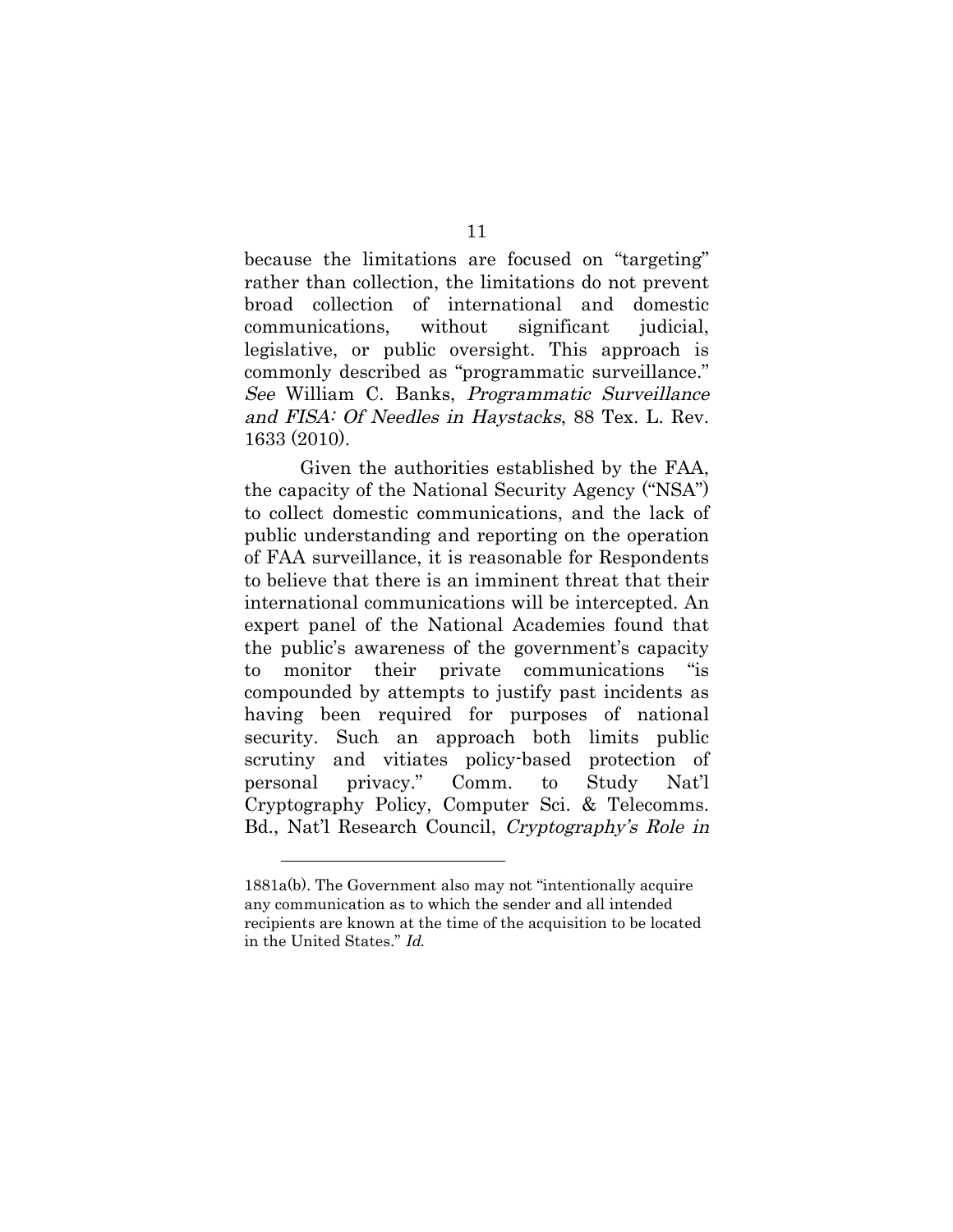because the limitations are focused on "targeting" rather than collection, the limitations do not prevent broad collection of international and domestic communications, without significant judicial, legislative, or public oversight. This approach is commonly described as "programmatic surveillance." *See* William C. Banks, *Programmatic Surveillance and FISA: Of Needles in Haystacks*, 88 Tex. L. Rev. 1633 (2010).

Given the authorities established by the FAA, the capacity of the National Security Agency ("NSA") to collect domestic communications, and the lack of public understanding and reporting on the operation of FAA surveillance, it is reasonable for Respondents to believe that there is an imminent threat that their international communications will be intercepted. An expert panel of the National Academies found that the public's awareness of the government's capacity to monitor their private communications "is compounded by attempts to justify past incidents as having been required for purposes of national security. Such an approach both limits public scrutiny and vitiates policy-based protection of personal privacy." Comm. to Study Nat'l Cryptography Policy, Computer Sci. & Telecomms. Bd., Nat'l Research Council, *Cryptography's Role in*

---

1881a(b). The Government also may not "intentionally acquire any communication as to which the sender and all intended recipients are known at the time of the acquisition to be located in the United States." *Id.*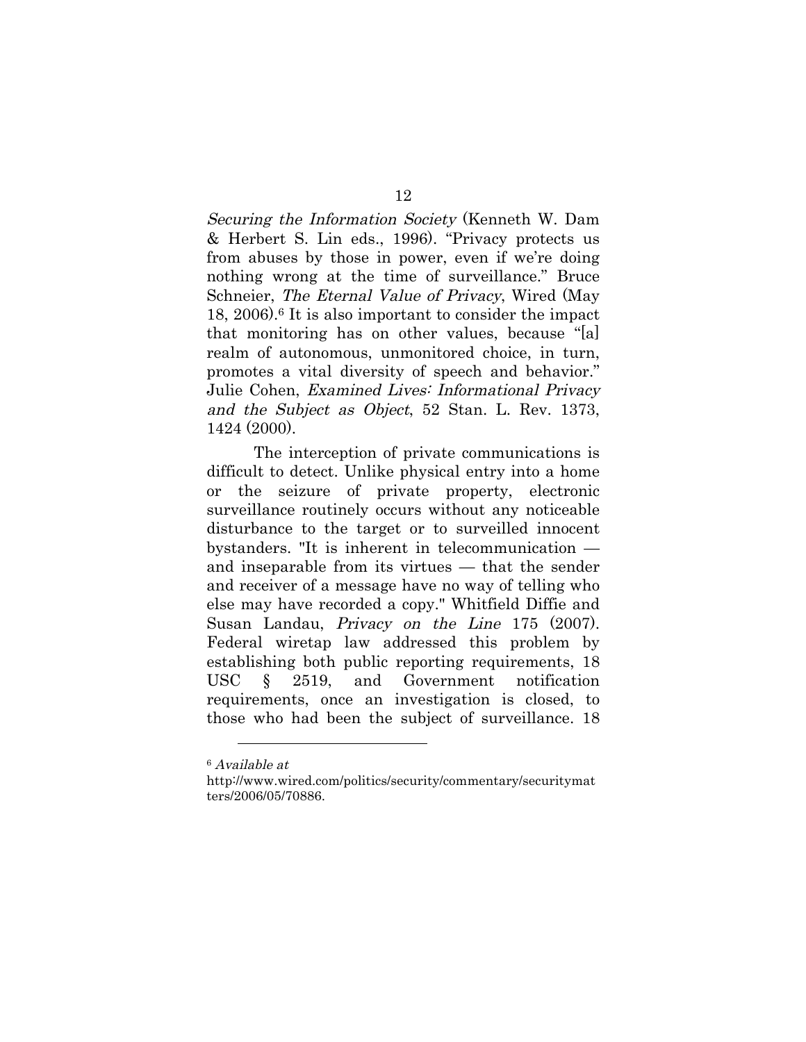*Securing the Information Society* (Kenneth W. Dam & Herbert S. Lin eds., 1996). "Privacy protects us from abuses by those in power, even if we're doing nothing wrong at the time of surveillance." Bruce Schneier, *The Eternal Value of Privacy*, Wired (May 18, 2006).[6] It is also important to consider the impact that monitoring has on other values, because "[a] realm of autonomous, unmonitored choice, in turn, promotes a vital diversity of speech and behavior." Julie Cohen, *Examined Lives: Informational Privacy and the Subject as Object*, 52 Stan. L. Rev. 1373, 1424 (2000).

The interception of private communications is difficult to detect. Unlike physical entry into a home or the seizure of private property, electronic surveillance routinely occurs without any noticeable disturbance to the target or to surveilled innocent bystanders. "It is inherent in telecommunication — and inseparable from its virtues — that the sender and receiver of a message have no way of telling who else may have recorded a copy." Whitfield Diffie and Susan Landau, *Privacy on the Line* 175 (2007). Federal wiretap law addressed this problem by establishing both public reporting requirements, 18 USC § 2519, and Government notification requirements, once an investigation is closed, to those who had been the subject of surveillance. 18

---

[6] *Available at* http://www.wired.com/politics/security/commentary/securitymatters/2006/05/70886.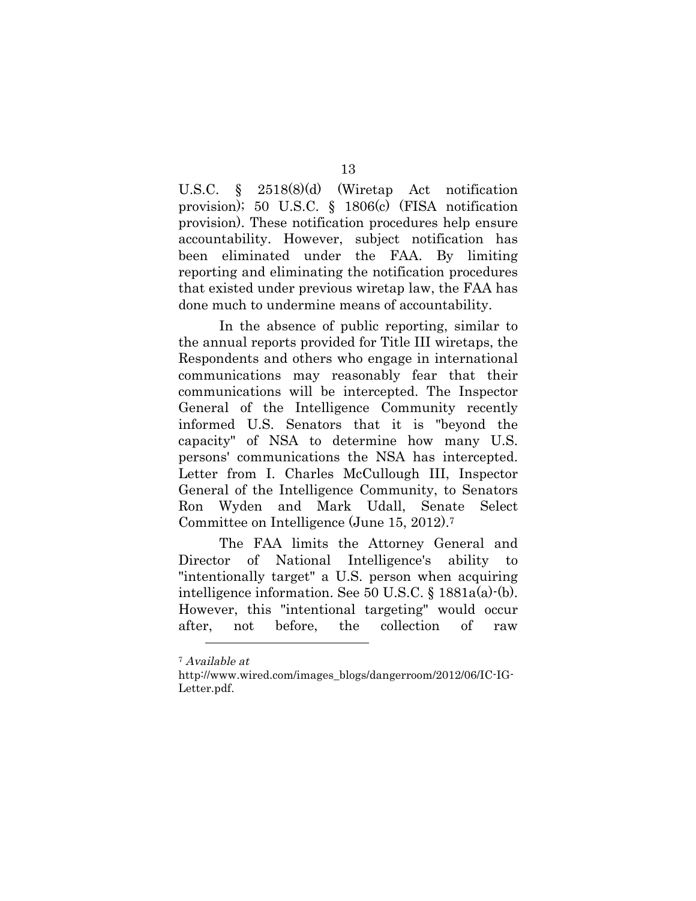U.S.C. § 2518(8)(d) (Wiretap Act notification provision); 50 U.S.C. § 1806(c) (FISA notification provision). These notification procedures help ensure accountability. However, subject notification has been eliminated under the FAA. By limiting reporting and eliminating the notification procedures that existed under previous wiretap law, the FAA has done much to undermine means of accountability.

In the absence of public reporting, similar to the annual reports provided for Title III wiretaps, the Respondents and others who engage in international communications may reasonably fear that their communications will be intercepted. The Inspector General of the Intelligence Community recently informed U.S. Senators that it is "beyond the capacity" of NSA to determine how many U.S. persons' communications the NSA has intercepted. Letter from I. Charles McCullough III, Inspector General of the Intelligence Community, to Senators Ron Wyden and Mark Udall, Senate Select Committee on Intelligence (June 15, 2012).[7]

The FAA limits the Attorney General and Director of National Intelligence's ability to "intentionally target" a U.S. person when acquiring intelligence information. See 50 U.S.C. § 1881a(a)-(b). However, this "intentional targeting" would occur after, not before, the collection of raw

[7] *Available at* http://www.wired.com/images_blogs/dangerroom/2012/06/IC-IG-Letter.pdf.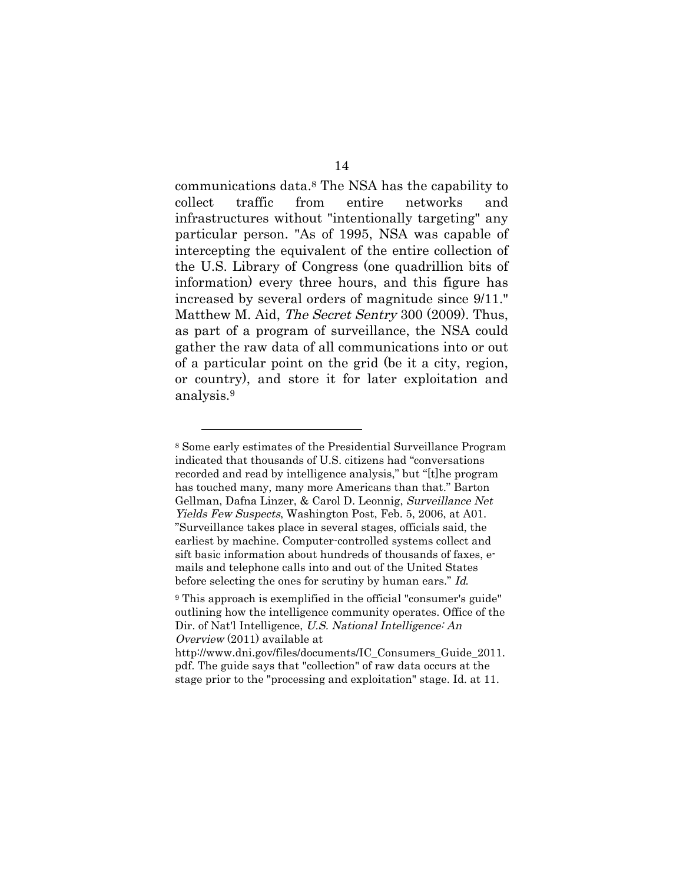communications data.[8] The NSA has the capability to collect traffic from entire networks and infrastructures without "intentionally targeting" any particular person. "As of 1995, NSA was capable of intercepting the equivalent of the entire collection of the U.S. Library of Congress (one quadrillion bits of information) every three hours, and this figure has increased by several orders of magnitude since 9/11." Matthew M. Aid, *The Secret Sentry* 300 (2009). Thus, as part of a program of surveillance, the NSA could gather the raw data of all communications into or out of a particular point on the grid (be it a city, region, or country), and store it for later exploitation and analysis.[9]

---

[8] Some early estimates of the Presidential Surveillance Program indicated that thousands of U.S. citizens had "conversations recorded and read by intelligence analysis," but "[t]he program has touched many, many more Americans than that." Barton Gellman, Dafna Linzer, & Carol D. Leonnig, *Surveillance Net Yields Few Suspects*, Washington Post, Feb. 5, 2006, at A01. "Surveillance takes place in several stages, officials said, the earliest by machine. Computer-controlled systems collect and sift basic information about hundreds of thousands of faxes, e-mails and telephone calls into and out of the United States before selecting the ones for scrutiny by human ears." *Id.*

[9] This approach is exemplified in the official "consumer's guide" outlining how the intelligence community operates. Office of the Dir. of Nat'l Intelligence, *U.S. National Intelligence: An Overview* (2011) available at http://www.dni.gov/files/documents/IC_Consumers_Guide_2011.pdf. The guide says that "collection" of raw data occurs at the stage prior to the "processing and exploitation" stage. Id. at 11.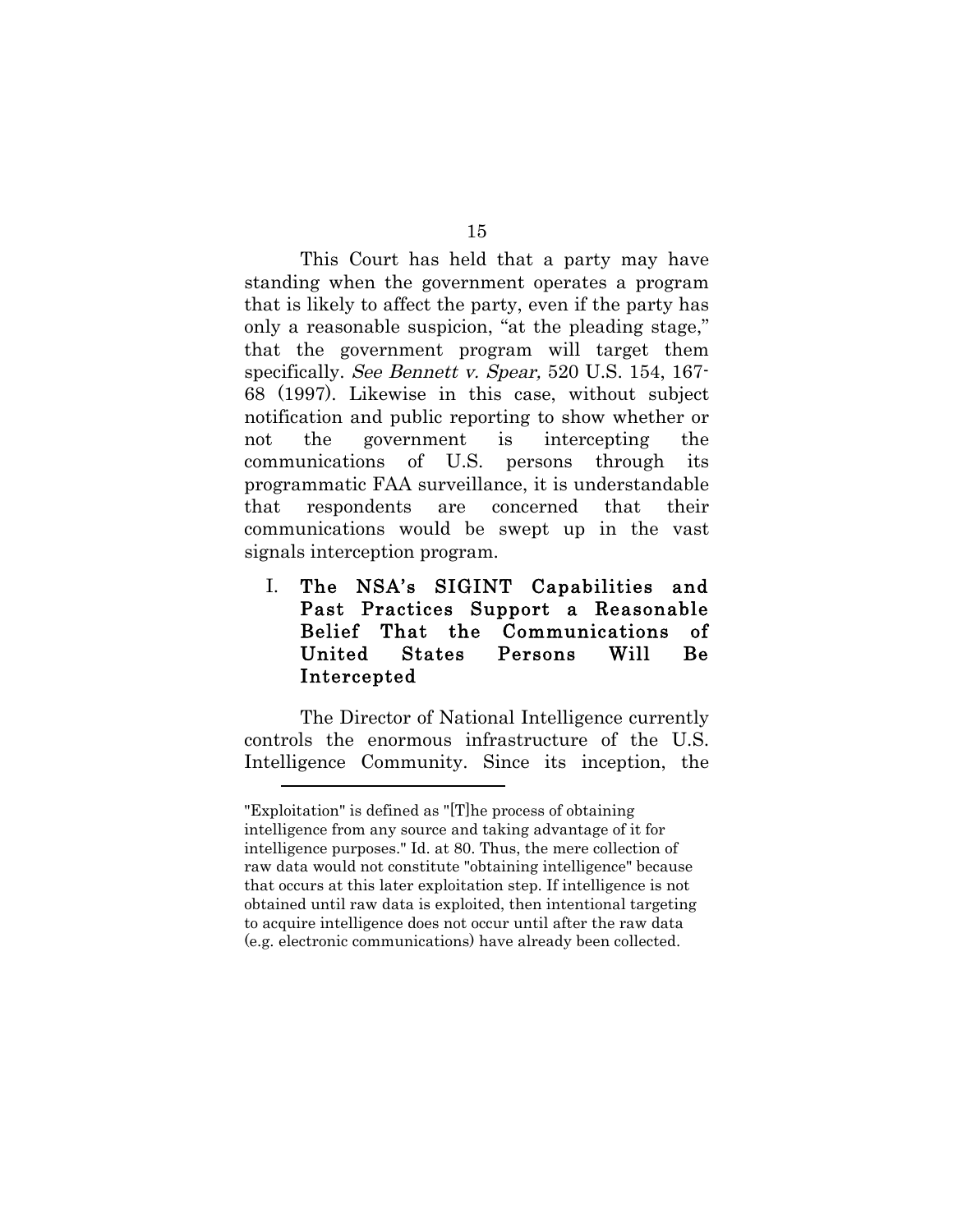This Court has held that a party may have standing when the government operates a program that is likely to affect the party, even if the party has only a reasonable suspicion, "at the pleading stage," that the government program will target them specifically. *See Bennett v. Spear,* 520 U.S. 154, 167-68 (1997). Likewise in this case, without subject notification and public reporting to show whether or not the government is intercepting the communications of U.S. persons through its programmatic FAA surveillance, it is understandable that respondents are concerned that their communications would be swept up in the vast signals interception program.

## I. The NSA's SIGINT Capabilities and Past Practices Support a Reasonable Belief That the Communications of United States Persons Will Be Intercepted

The Director of National Intelligence currently controls the enormous infrastructure of the U.S. Intelligence Community. Since its inception, the

---

"Exploitation" is defined as "[T]he process of obtaining intelligence from any source and taking advantage of it for intelligence purposes." Id. at 80. Thus, the mere collection of raw data would not constitute "obtaining intelligence" because that occurs at this later exploitation step. If intelligence is not obtained until raw data is exploited, then intentional targeting to acquire intelligence does not occur until after the raw data (e.g. electronic communications) have already been collected.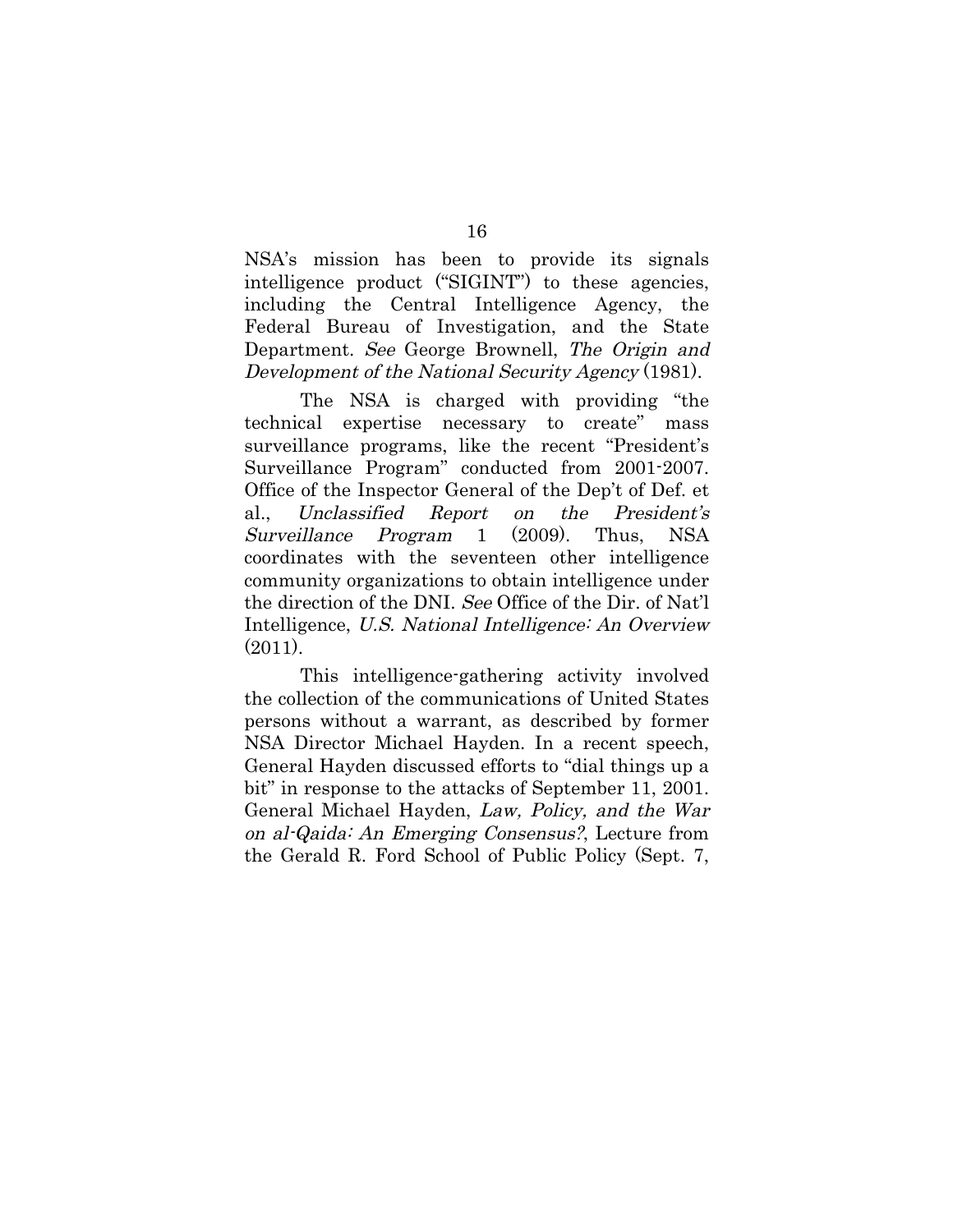NSA's mission has been to provide its signals intelligence product ("SIGINT") to these agencies, including the Central Intelligence Agency, the Federal Bureau of Investigation, and the State Department. *See* George Brownell, *The Origin and Development of the National Security Agency* (1981).

The NSA is charged with providing "the technical expertise necessary to create" mass surveillance programs, like the recent "President's Surveillance Program" conducted from 2001-2007. Office of the Inspector General of the Dep't of Def. et al., *Unclassified Report on the President's Surveillance Program* 1 (2009). Thus, NSA coordinates with the seventeen other intelligence community organizations to obtain intelligence under the direction of the DNI. *See* Office of the Dir. of Nat'l Intelligence, *U.S. National Intelligence: An Overview* (2011).

This intelligence-gathering activity involved the collection of the communications of United States persons without a warrant, as described by former NSA Director Michael Hayden. In a recent speech, General Hayden discussed efforts to "dial things up a bit" in response to the attacks of September 11, 2001. General Michael Hayden, *Law, Policy, and the War on al-Qaida: An Emerging Consensus?*, Lecture from the Gerald R. Ford School of Public Policy (Sept. 7,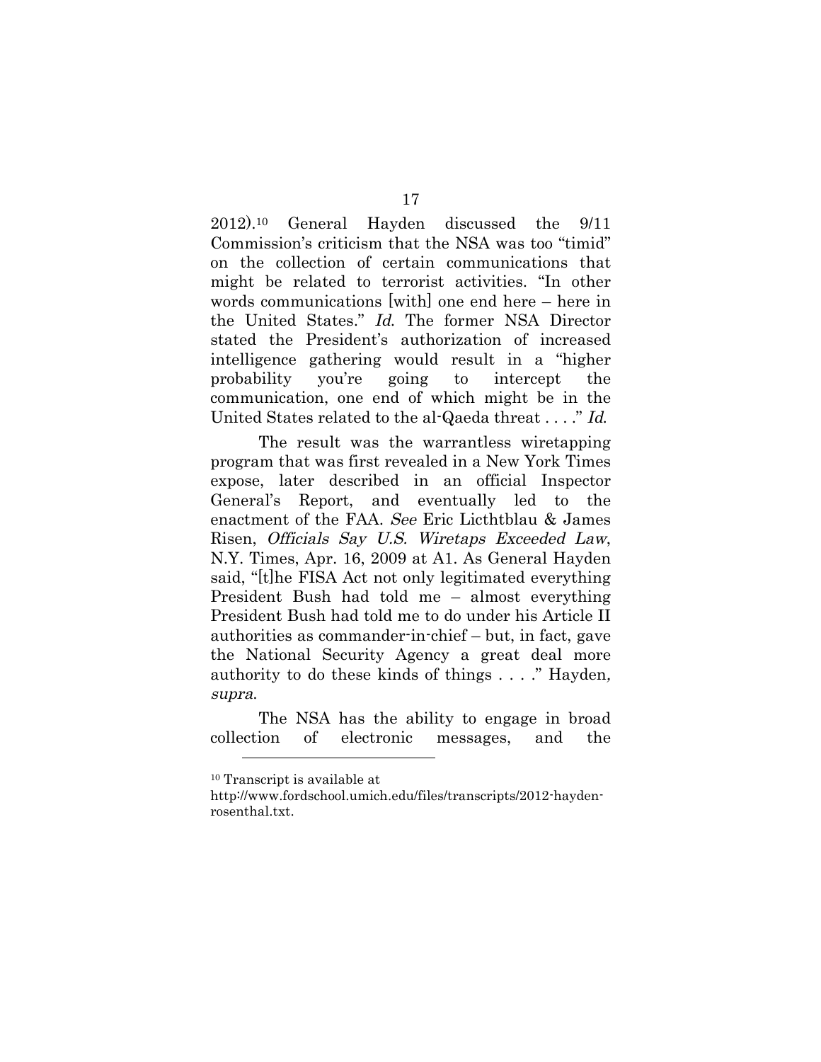2012).[10] General Hayden discussed the 9/11 Commission's criticism that the NSA was too "timid" on the collection of certain communications that might be related to terrorist activities. "In other words communications [with] one end here – here in the United States." *Id.* The former NSA Director stated the President's authorization of increased intelligence gathering would result in a "higher probability you're going to intercept the communication, one end of which might be in the United States related to the al-Qaeda threat . . . ." *Id.*

The result was the warrantless wiretapping program that was first revealed in a New York Times expose, later described in an official Inspector General's Report, and eventually led to the enactment of the FAA. *See* Eric Licthtblau & James Risen, *Officials Say U.S. Wiretaps Exceeded Law*, N.Y. Times, Apr. 16, 2009 at A1. As General Hayden said, "[t]he FISA Act not only legitimated everything President Bush had told me – almost everything President Bush had told me to do under his Article II authorities as commander-in-chief – but, in fact, gave the National Security Agency a great deal more authority to do these kinds of things . . . ." Hayden, *supra.*

The NSA has the ability to engage in broad collection of electronic messages, and the

---

[10] Transcript is available at http://www.fordschool.umich.edu/files/transcripts/2012-hayden-rosenthal.txt.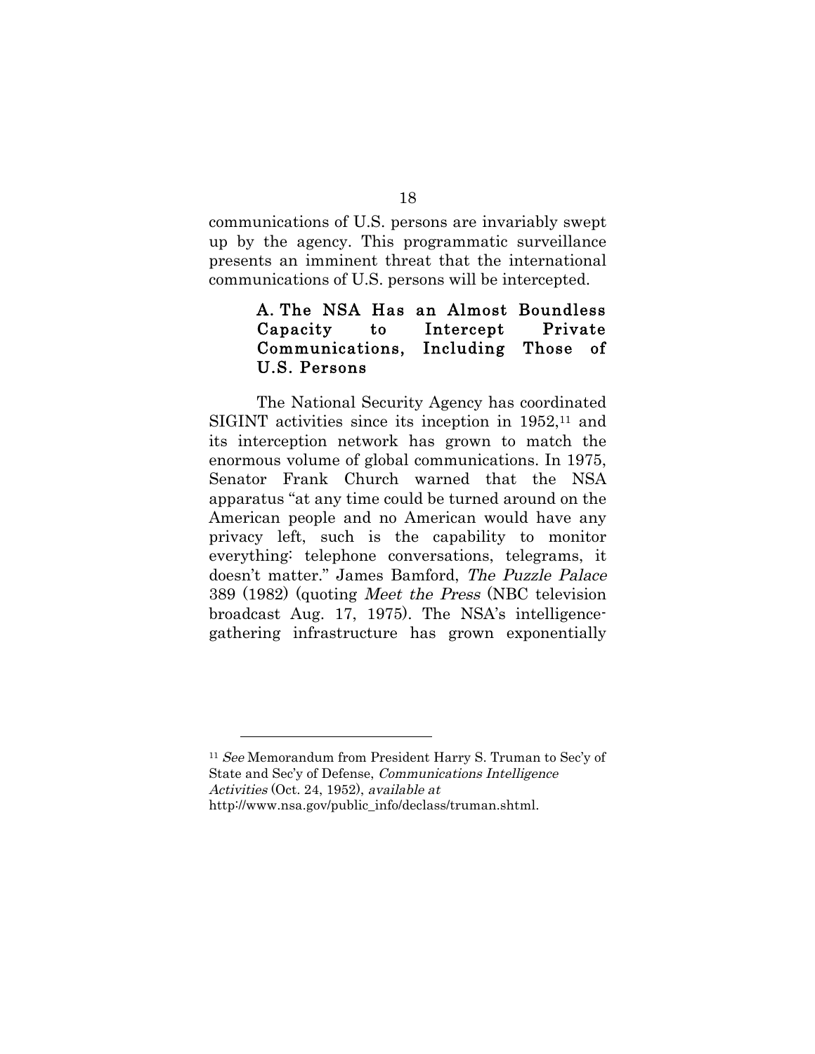communications of U.S. persons are invariably swept up by the agency. This programmatic surveillance presents an imminent threat that the international communications of U.S. persons will be intercepted.

### A. The NSA Has an Almost Boundless Capacity to Intercept Private Communications, Including Those of U.S. Persons

The National Security Agency has coordinated SIGINT activities since its inception in 1952,[11] and its interception network has grown to match the enormous volume of global communications. In 1975, Senator Frank Church warned that the NSA apparatus "at any time could be turned around on the American people and no American would have any privacy left, such is the capability to monitor everything: telephone conversations, telegrams, it doesn't matter." James Bamford, *The Puzzle Palace* 389 (1982) (quoting *Meet the Press* (NBC television broadcast Aug. 17, 1975). The NSA's intelligence-gathering infrastructure has grown exponentially

---

[11] *See* Memorandum from President Harry S. Truman to Sec'y of State and Sec'y of Defense, *Communications Intelligence Activities* (Oct. 24, 1952), *available at* http://www.nsa.gov/public_info/declass/truman.shtml.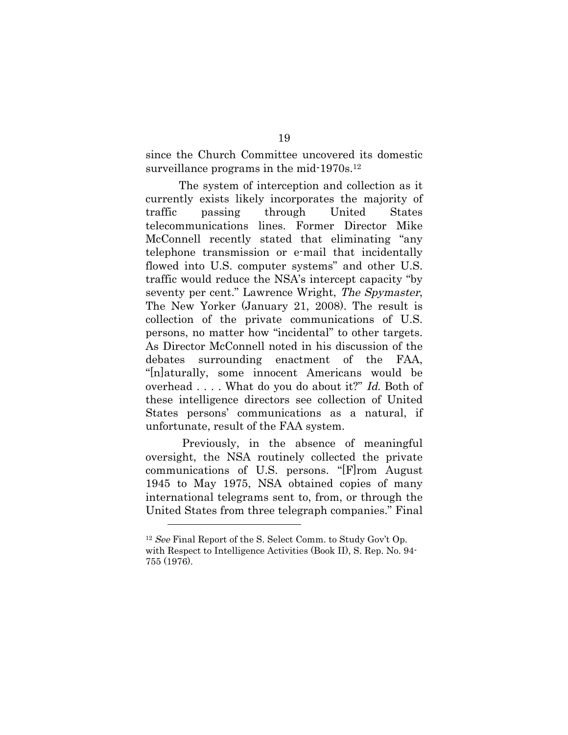since the Church Committee uncovered its domestic surveillance programs in the mid-1970s.[12]

The system of interception and collection as it currently exists likely incorporates the majority of traffic passing through United States telecommunications lines. Former Director Mike McConnell recently stated that eliminating "any telephone transmission or e-mail that incidentally flowed into U.S. computer systems" and other U.S. traffic would reduce the NSA's intercept capacity "by seventy per cent." Lawrence Wright, *The Spymaster*, The New Yorker (January 21, 2008). The result is collection of the private communications of U.S. persons, no matter how "incidental" to other targets. As Director McConnell noted in his discussion of the debates surrounding enactment of the FAA, "[n]aturally, some innocent Americans would be overhead . . . . What do you do about it?" *Id.* Both of these intelligence directors see collection of United States persons' communications as a natural, if unfortunate, result of the FAA system.

Previously, in the absence of meaningful oversight, the NSA routinely collected the private communications of U.S. persons. "[F]rom August 1945 to May 1975, NSA obtained copies of many international telegrams sent to, from, or through the United States from three telegraph companies." Final

---

[12] *See* Final Report of the S. Select Comm. to Study Gov't Op. with Respect to Intelligence Activities (Book II), S. Rep. No. 94-755 (1976).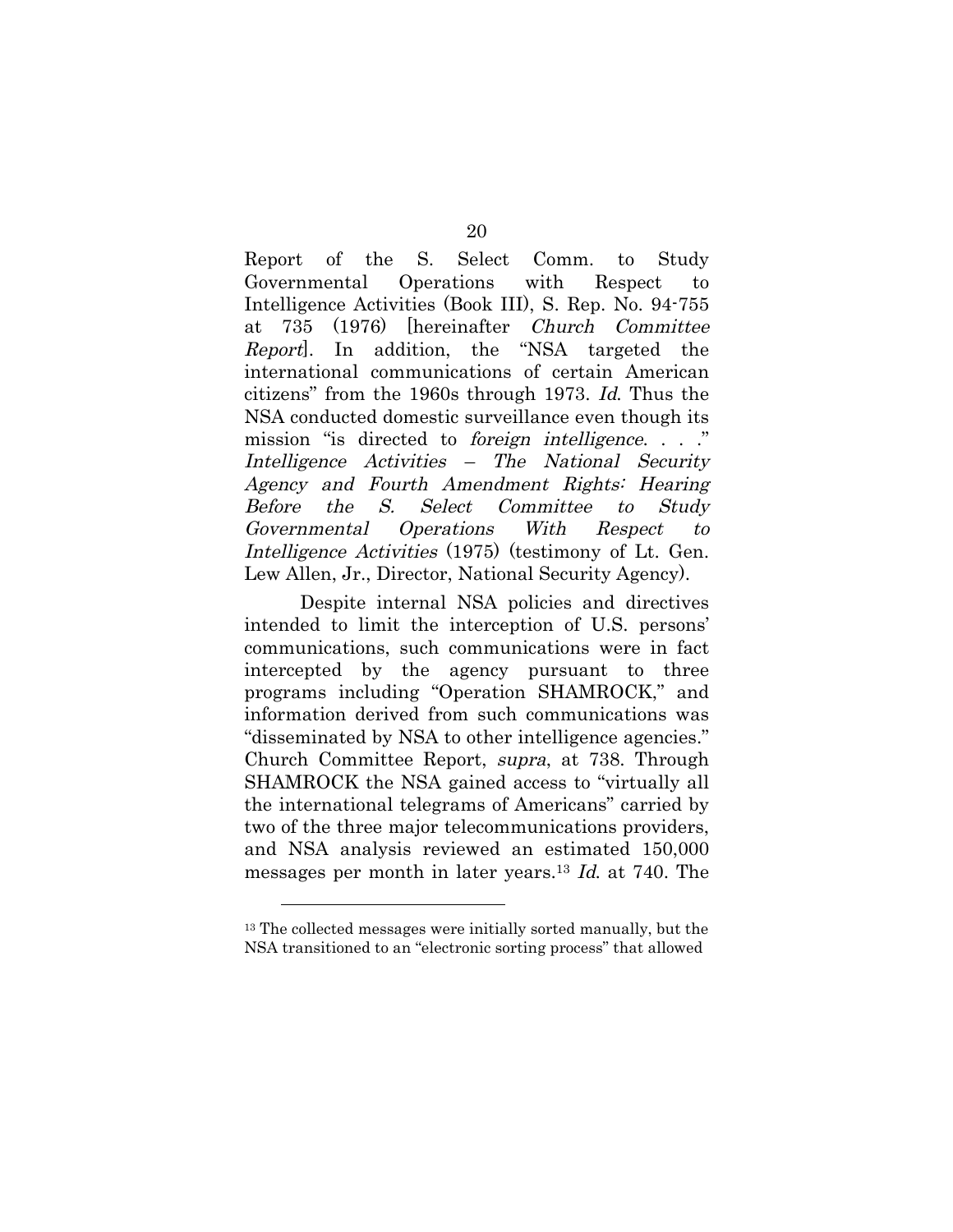Report of the S. Select Comm. to Study Governmental Operations with Respect to Intelligence Activities (Book III), S. Rep. No. 94-755 at 735 (1976) [hereinafter *Church Committee Report*]. In addition, the "NSA targeted the international communications of certain American citizens" from the 1960s through 1973. *Id.* Thus the NSA conducted domestic surveillance even though its mission "is directed to *foreign intelligence*. . . ." *Intelligence Activities – The National Security Agency and Fourth Amendment Rights: Hearing Before the S. Select Committee to Study Governmental Operations With Respect to Intelligence Activities* (1975) (testimony of Lt. Gen. Lew Allen, Jr., Director, National Security Agency).

Despite internal NSA policies and directives intended to limit the interception of U.S. persons' communications, such communications were in fact intercepted by the agency pursuant to three programs including "Operation SHAMROCK," and information derived from such communications was "disseminated by NSA to other intelligence agencies." Church Committee Report, *supra*, at 738. Through SHAMROCK the NSA gained access to "virtually all the international telegrams of Americans" carried by two of the three major telecommunications providers, and NSA analysis reviewed an estimated 150,000 messages per month in later years.[13] *Id.* at 740. The

---

[13] The collected messages were initially sorted manually, but the NSA transitioned to an "electronic sorting process" that allowed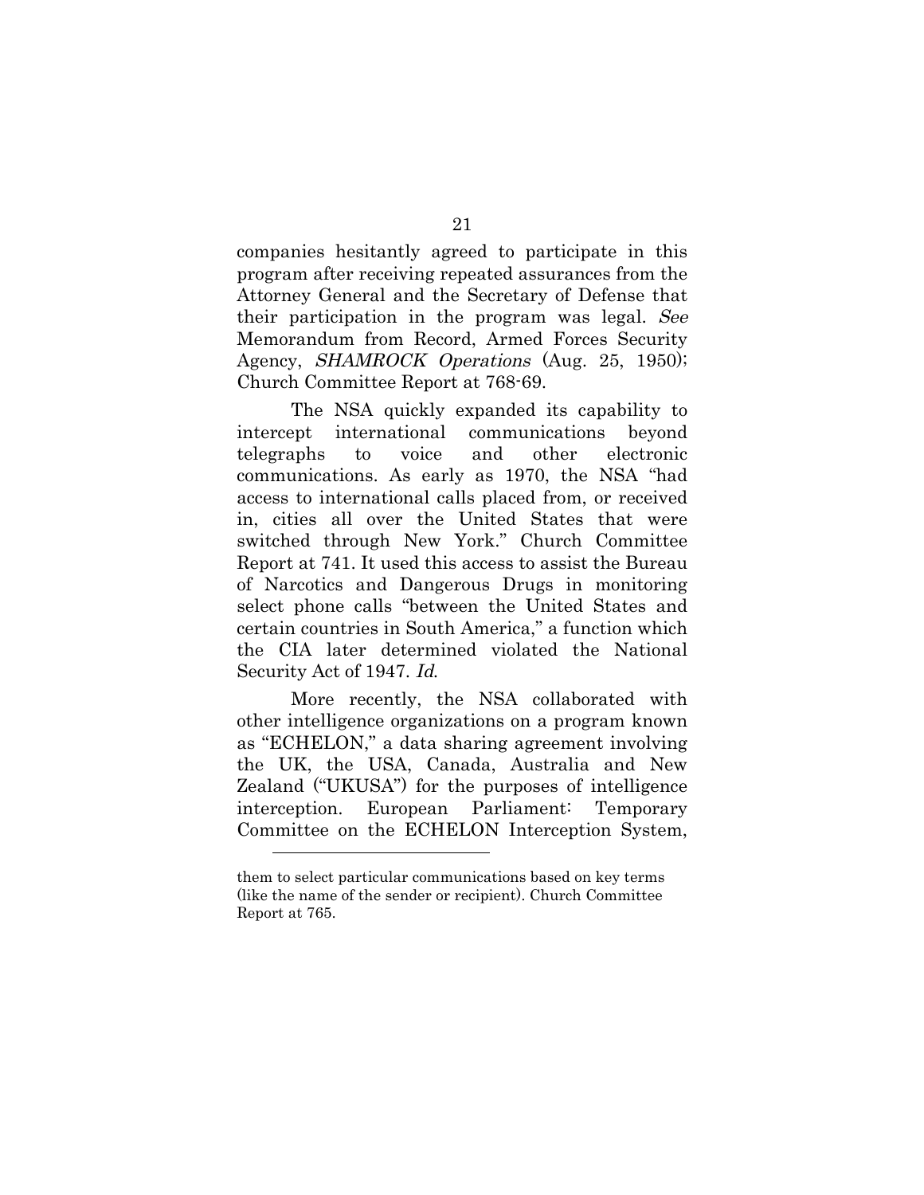companies hesitantly agreed to participate in this program after receiving repeated assurances from the Attorney General and the Secretary of Defense that their participation in the program was legal. *See* Memorandum from Record, Armed Forces Security Agency, *SHAMROCK Operations* (Aug. 25, 1950); Church Committee Report at 768-69.

The NSA quickly expanded its capability to intercept international communications beyond telegraphs to voice and other electronic communications. As early as 1970, the NSA "had access to international calls placed from, or received in, cities all over the United States that were switched through New York." Church Committee Report at 741. It used this access to assist the Bureau of Narcotics and Dangerous Drugs in monitoring select phone calls "between the United States and certain countries in South America," a function which the CIA later determined violated the National Security Act of 1947. *Id.*

More recently, the NSA collaborated with other intelligence organizations on a program known as "ECHELON," a data sharing agreement involving the UK, the USA, Canada, Australia and New Zealand ("UKUSA") for the purposes of intelligence interception. European Parliament: Temporary Committee on the ECHELON Interception System,

---

them to select particular communications based on key terms (like the name of the sender or recipient). Church Committee Report at 765.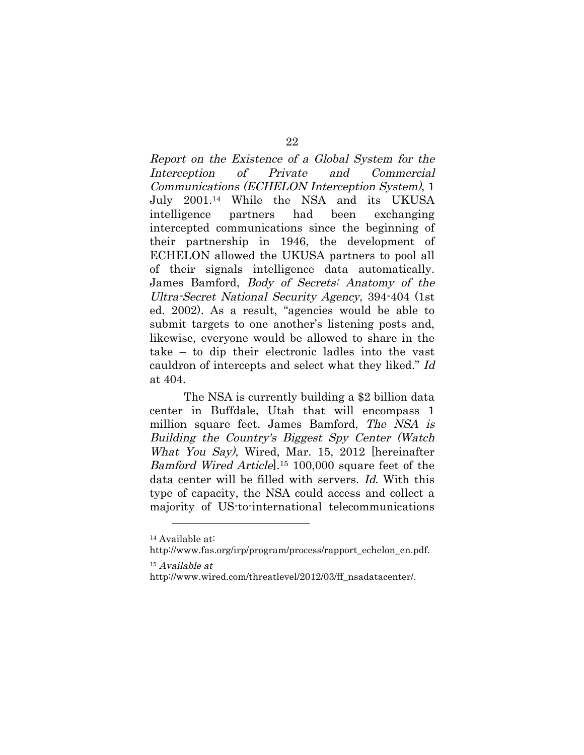*Report on the Existence of a Global System for the Interception of Private and Commercial Communications (ECHELON Interception System)*, 1 July 2001.[14] While the NSA and its UKUSA intelligence partners had been exchanging intercepted communications since the beginning of their partnership in 1946, the development of ECHELON allowed the UKUSA partners to pool all of their signals intelligence data automatically. James Bamford, *Body of Secrets: Anatomy of the Ultra-Secret National Security Agency*, 394-404 (1st ed. 2002). As a result, "agencies would be able to submit targets to one another's listening posts and, likewise, everyone would be allowed to share in the take – to dip their electronic ladles into the vast cauldron of intercepts and select what they liked." *Id* at 404.

The NSA is currently building a $2 billion data center in Buffdale, Utah that will encompass 1 million square feet. James Bamford, *The NSA is Building the Country's Biggest Spy Center (Watch What You Say)*, Wired, Mar. 15, 2012 [hereinafter *Bamford Wired Article*].[15] 100,000 square feet of the data center will be filled with servers. *Id.* With this type of capacity, the NSA could access and collect a majority of US-to-international telecommunications

---

[14] Available at: http://www.fas.org/irp/program/process/rapport_echelon_en.pdf.

[15] *Available at* http://www.wired.com/threatlevel/2012/03/ff_nsadatacenter/.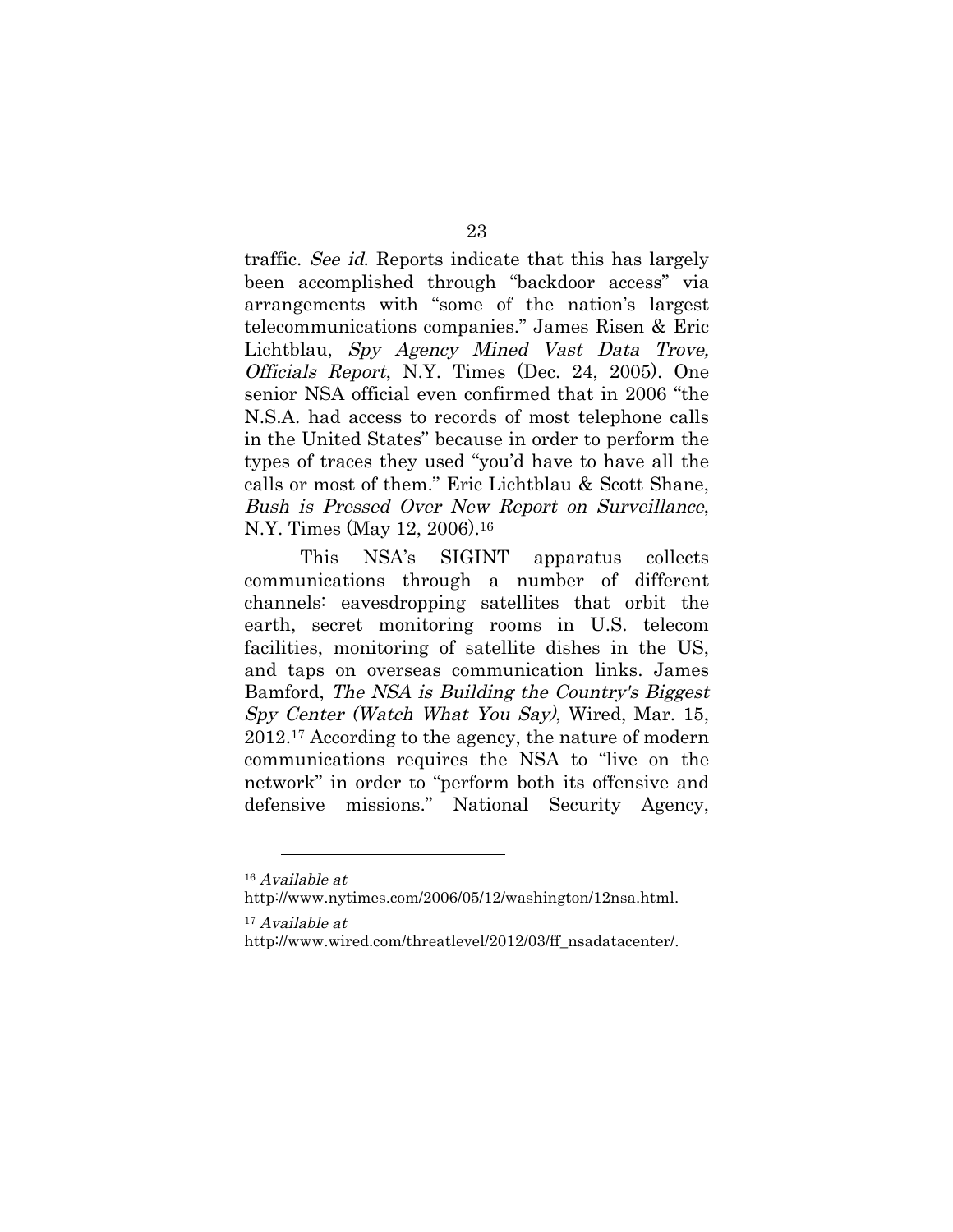traffic. *See id*. Reports indicate that this has largely been accomplished through "backdoor access" via arrangements with "some of the nation's largest telecommunications companies." James Risen & Eric Lichtblau, *Spy Agency Mined Vast Data Trove, Officials Report*, N.Y. Times (Dec. 24, 2005). One senior NSA official even confirmed that in 2006 "the N.S.A. had access to records of most telephone calls in the United States" because in order to perform the types of traces they used "you'd have to have all the calls or most of them." Eric Lichtblau & Scott Shane, *Bush is Pressed Over New Report on Surveillance*, N.Y. Times (May 12, 2006).[16]

This NSA's SIGINT apparatus collects communications through a number of different channels: eavesdropping satellites that orbit the earth, secret monitoring rooms in U.S. telecom facilities, monitoring of satellite dishes in the US, and taps on overseas communication links. James Bamford, *The NSA is Building the Country's Biggest Spy Center (Watch What You Say)*, Wired, Mar. 15, 2012.[17] According to the agency, the nature of modern communications requires the NSA to "live on the network" in order to "perform both its offensive and defensive missions." National Security Agency,

---

[16] *Available at* http://www.nytimes.com/2006/05/12/washington/12nsa.html.

[17] *Available at* http://www.wired.com/threatlevel/2012/03/ff_nsadatacenter/.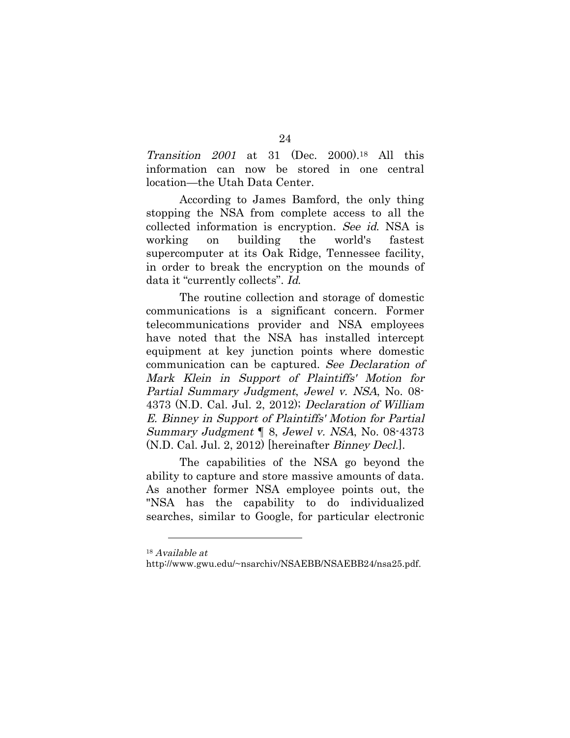*Transition 2001* at 31 (Dec. 2000).[18] All this information can now be stored in one central location—the Utah Data Center.

According to James Bamford, the only thing stopping the NSA from complete access to all the collected information is encryption. *See id.* NSA is working on building the world's fastest supercomputer at its Oak Ridge, Tennessee facility, in order to break the encryption on the mounds of data it "currently collects". *Id.*

The routine collection and storage of domestic communications is a significant concern. Former telecommunications provider and NSA employees have noted that the NSA has installed intercept equipment at key junction points where domestic communication can be captured. *See Declaration of Mark Klein in Support of Plaintiffs' Motion for Partial Summary Judgment*, *Jewel v. NSA*, No. 08-4373 (N.D. Cal. Jul. 2, 2012); *Declaration of William E. Binney in Support of Plaintiffs' Motion for Partial Summary Judgment* ¶ 8, *Jewel v. NSA*, No. 08-4373 (N.D. Cal. Jul. 2, 2012) [hereinafter *Binney Decl.*].

The capabilities of the NSA go beyond the ability to capture and store massive amounts of data. As another former NSA employee points out, the "NSA has the capability to do individualized searches, similar to Google, for particular electronic

---

[18] *Available at* http://www.gwu.edu/~nsarchiv/NSAEBB/NSAEBB24/nsa25.pdf.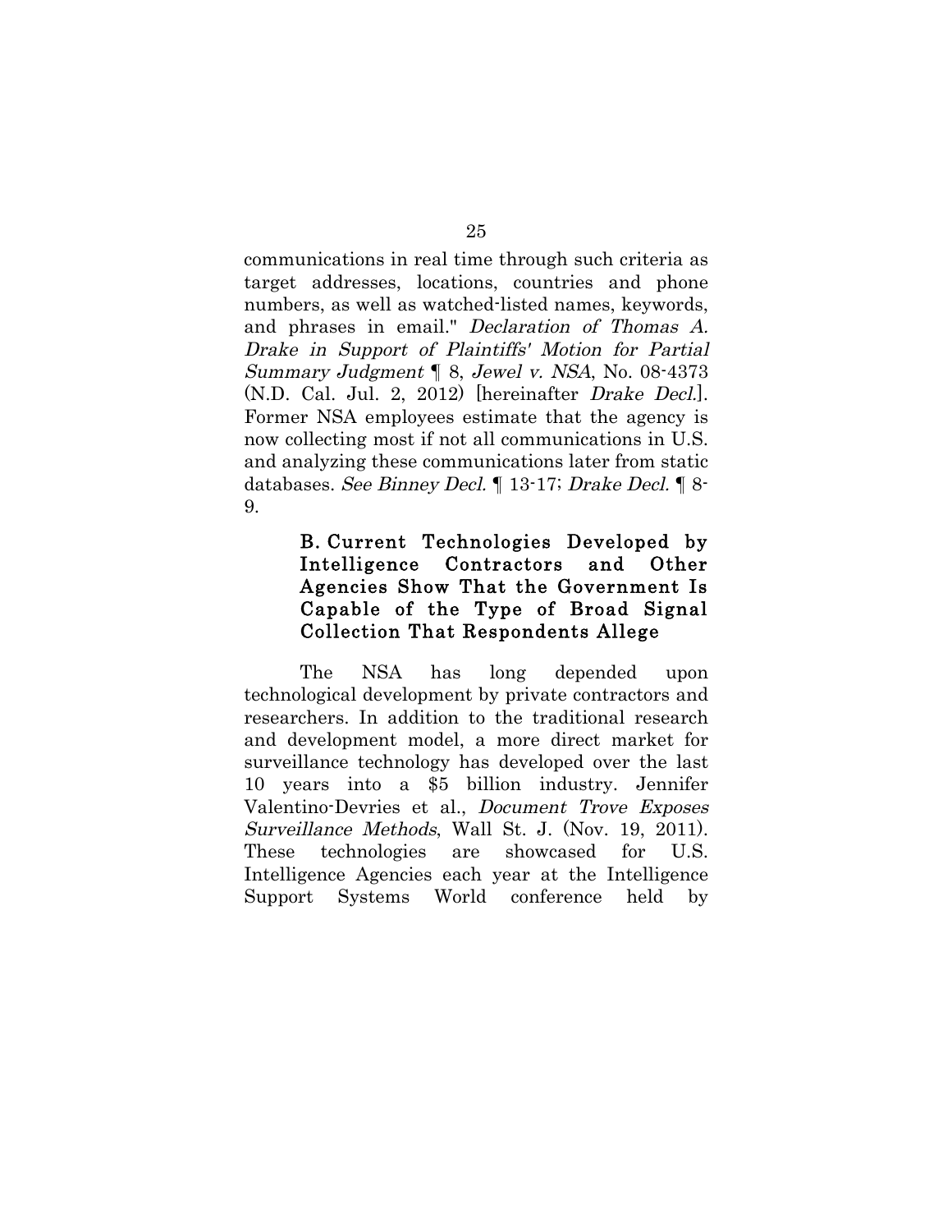communications in real time through such criteria as target addresses, locations, countries and phone numbers, as well as watched-listed names, keywords, and phrases in email." *Declaration of Thomas A. Drake in Support of Plaintiffs' Motion for Partial Summary Judgment* ¶ 8, *Jewel v. NSA*, No. 08-4373 (N.D. Cal. Jul. 2, 2012) [hereinafter *Drake Decl.*]. Former NSA employees estimate that the agency is now collecting most if not all communications in U.S. and analyzing these communications later from static databases. *See Binney Decl.* ¶ 13-17; *Drake Decl.* ¶ 8-9.

### B. Current Technologies Developed by Intelligence Contractors and Other Agencies Show That the Government Is Capable of the Type of Broad Signal Collection That Respondents Allege

The NSA has long depended upon technological development by private contractors and researchers. In addition to the traditional research and development model, a more direct market for surveillance technology has developed over the last 10 years into a $5 billion industry. Jennifer Valentino-Devries et al., *Document Trove Exposes Surveillance Methods*, Wall St. J. (Nov. 19, 2011). These technologies are showcased for U.S. Intelligence Agencies each year at the Intelligence Support Systems World conference held by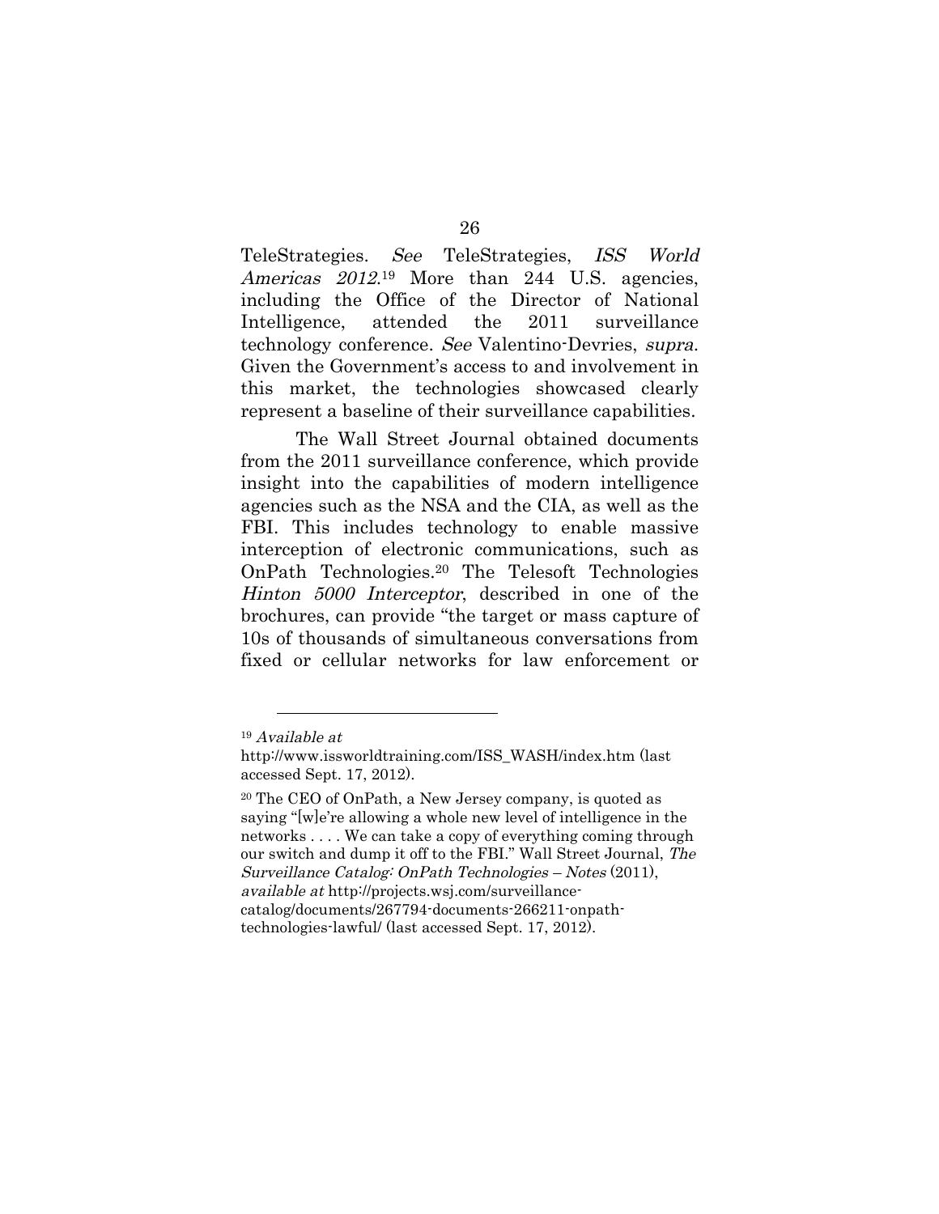TeleStrategies. *See* TeleStrategies, *ISS World Americas 2012*.[19] More than 244 U.S. agencies, including the Office of the Director of National Intelligence, attended the 2011 surveillance technology conference. *See* Valentino-Devries, *supra*. Given the Government's access to and involvement in this market, the technologies showcased clearly represent a baseline of their surveillance capabilities.

The Wall Street Journal obtained documents from the 2011 surveillance conference, which provide insight into the capabilities of modern intelligence agencies such as the NSA and the CIA, as well as the FBI. This includes technology to enable massive interception of electronic communications, such as OnPath Technologies.[20] The Telesoft Technologies *Hinton 5000 Interceptor*, described in one of the brochures, can provide "the target or mass capture of 10s of thousands of simultaneous conversations from fixed or cellular networks for law enforcement or

---

[19] *Available at* http://www.issworldtraining.com/ISS_WASH/index.htm (last accessed Sept. 17, 2012).

[20] The CEO of OnPath, a New Jersey company, is quoted as saying "[w]e're allowing a whole new level of intelligence in the networks . . . . We can take a copy of everything coming through our switch and dump it off to the FBI." Wall Street Journal, *The Surveillance Catalog: OnPath Technologies – Notes* (2011), *available at* http://projects.wsj.com/surveillance-catalog/documents/267794-documents-266211-onpath-technologies-lawful/ (last accessed Sept. 17, 2012).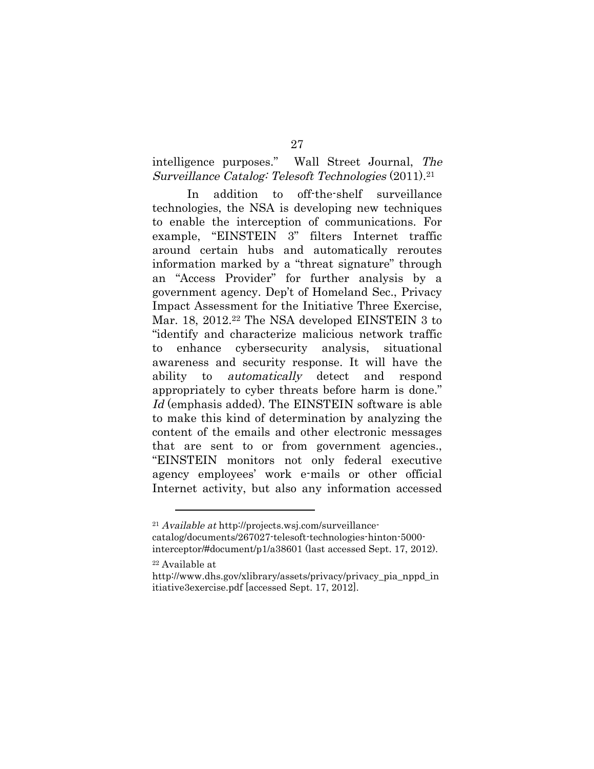intelligence purposes." Wall Street Journal, *The Surveillance Catalog: Telesoft Technologies* (2011).[21]

In addition to off-the-shelf surveillance technologies, the NSA is developing new techniques to enable the interception of communications. For example, "EINSTEIN 3" filters Internet traffic around certain hubs and automatically reroutes information marked by a "threat signature" through an "Access Provider" for further analysis by a government agency. Dep't of Homeland Sec., Privacy Impact Assessment for the Initiative Three Exercise, Mar. 18, 2012.[22] The NSA developed EINSTEIN 3 to "identify and characterize malicious network traffic to enhance cybersecurity analysis, situational awareness and security response. It will have the ability to *automatically* detect and respond appropriately to cyber threats before harm is done." *Id* (emphasis added). The EINSTEIN software is able to make this kind of determination by analyzing the content of the emails and other electronic messages that are sent to or from government agencies., "EINSTEIN monitors not only federal executive agency employees' work e-mails or other official Internet activity, but also any information accessed

---

[21] *Available at* http://projects.wsj.com/surveillance-catalog/documents/267027-telesoft-technologies-hinton-5000-interceptor/#document/p1/a38601 (last accessed Sept. 17, 2012).

[22] Available at http://www.dhs.gov/xlibrary/assets/privacy/privacy_pia_nppd_initiative3exercise.pdf [accessed Sept. 17, 2012].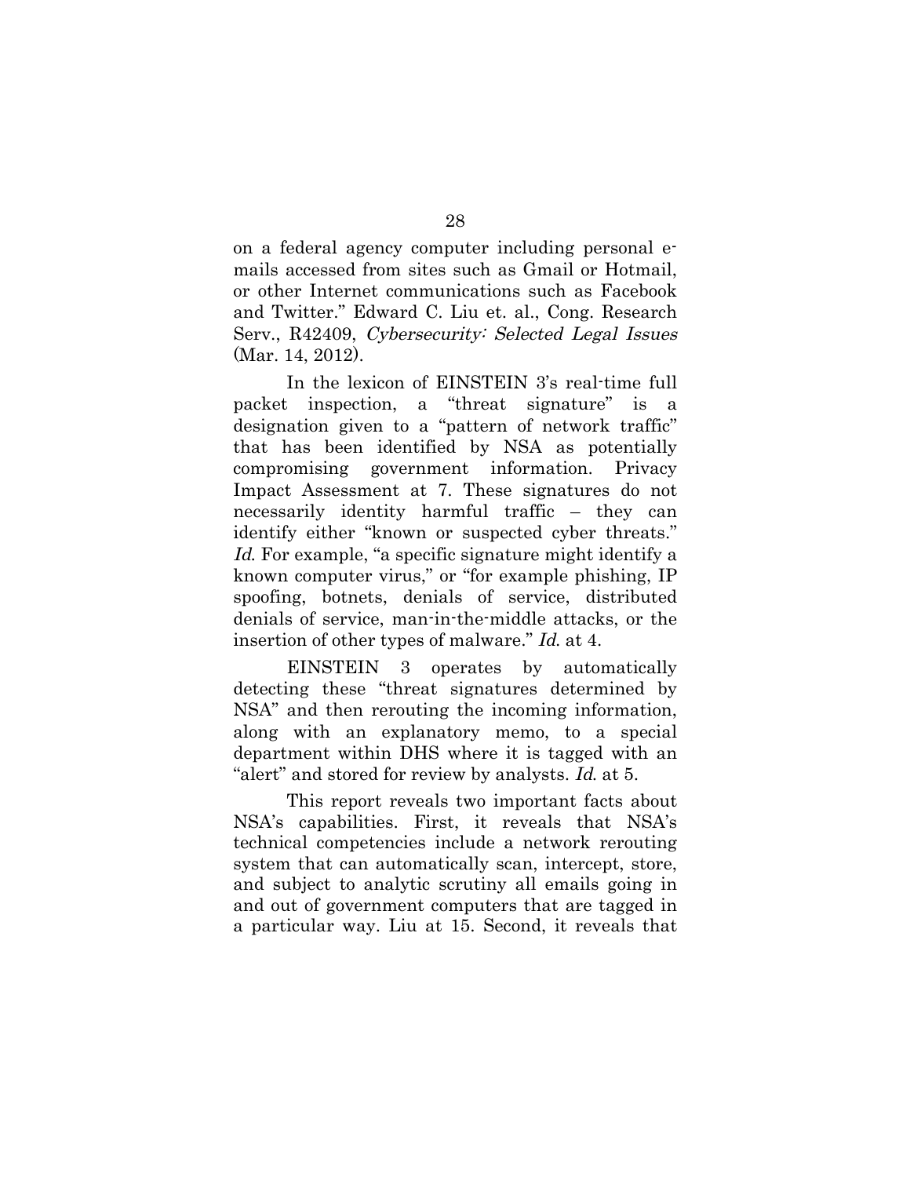on a federal agency computer including personal e-mails accessed from sites such as Gmail or Hotmail, or other Internet communications such as Facebook and Twitter." Edward C. Liu et. al., Cong. Research Serv., R42409, *Cybersecurity: Selected Legal Issues* (Mar. 14, 2012).

In the lexicon of EINSTEIN 3's real-time full packet inspection, a "threat signature" is a designation given to a "pattern of network traffic" that has been identified by NSA as potentially compromising government information. Privacy Impact Assessment at 7. These signatures do not necessarily identity harmful traffic – they can identify either "known or suspected cyber threats." *Id.* For example, "a specific signature might identify a known computer virus," or "for example phishing, IP spoofing, botnets, denials of service, distributed denials of service, man-in-the-middle attacks, or the insertion of other types of malware." *Id.* at 4.

EINSTEIN 3 operates by automatically detecting these "threat signatures determined by NSA" and then rerouting the incoming information, along with an explanatory memo, to a special department within DHS where it is tagged with an "alert" and stored for review by analysts. *Id.* at 5.

This report reveals two important facts about NSA's capabilities. First, it reveals that NSA's technical competencies include a network rerouting system that can automatically scan, intercept, store, and subject to analytic scrutiny all emails going in and out of government computers that are tagged in a particular way. Liu at 15. Second, it reveals that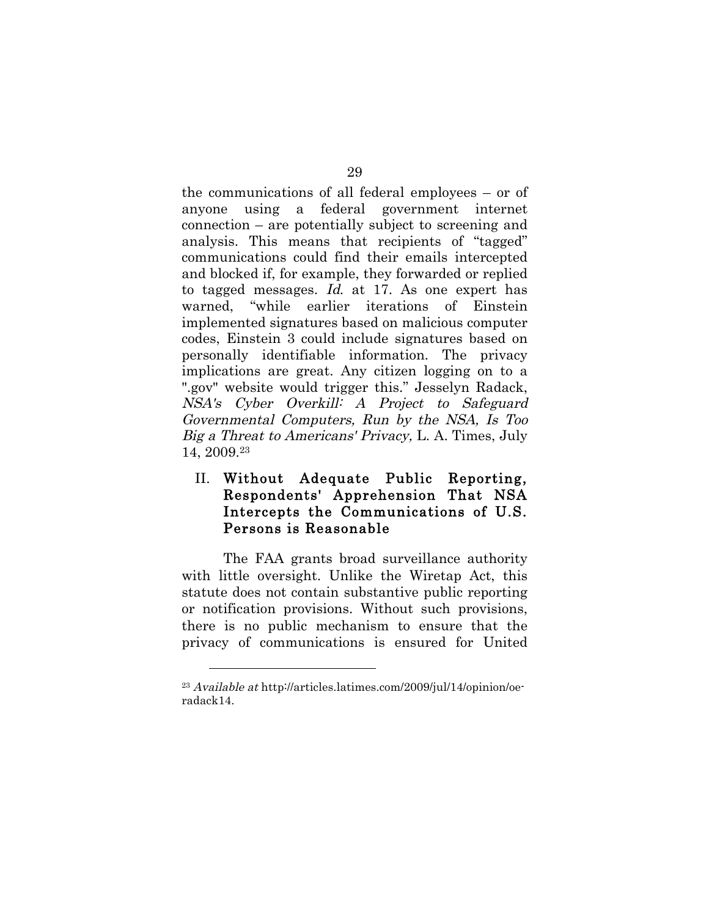the communications of all federal employees – or of anyone using a federal government internet connection – are potentially subject to screening and analysis. This means that recipients of "tagged" communications could find their emails intercepted and blocked if, for example, they forwarded or replied to tagged messages. *Id.* at 17. As one expert has warned, "while earlier iterations of Einstein implemented signatures based on malicious computer codes, Einstein 3 could include signatures based on personally identifiable information. The privacy implications are great. Any citizen logging on to a ".gov" website would trigger this." Jesselyn Radack, *NSA's Cyber Overkill: A Project to Safeguard Governmental Computers, Run by the NSA, Is Too Big a Threat to Americans' Privacy,* L. A. Times, July 14, 2009.[23]

## II. Without Adequate Public Reporting, Respondents' Apprehension That NSA Intercepts the Communications of U.S. Persons is Reasonable

The FAA grants broad surveillance authority with little oversight. Unlike the Wiretap Act, this statute does not contain substantive public reporting or notification provisions. Without such provisions, there is no public mechanism to ensure that the privacy of communications is ensured for United

---

[23] *Available at* http://articles.latimes.com/2009/jul/14/opinion/oe-radack14.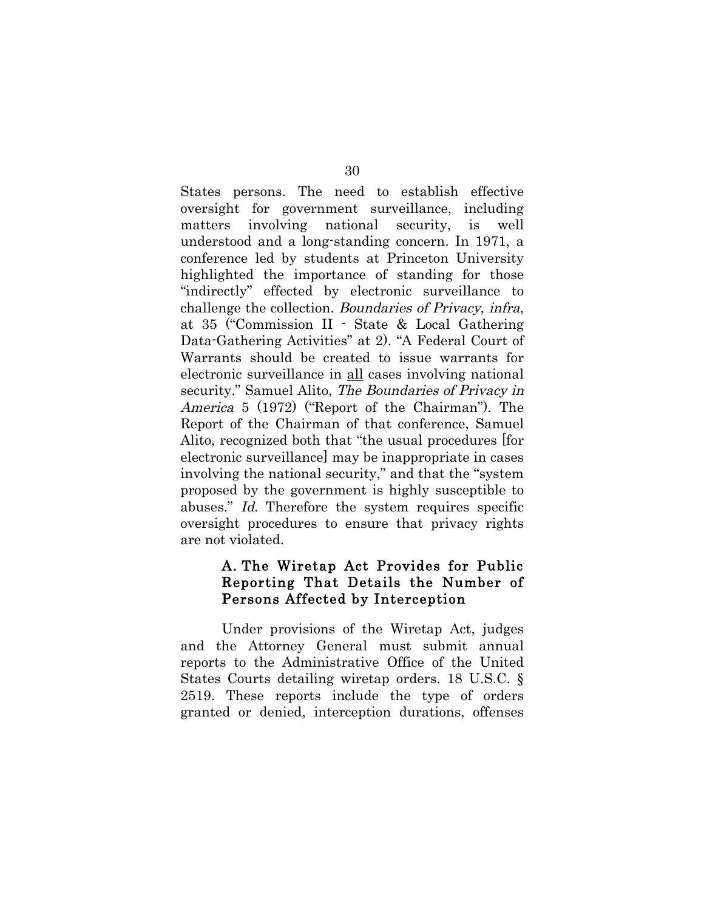States persons. The need to establish effective oversight for government surveillance, including matters involving national security, is well understood and a long-standing concern. In 1971, a conference led by students at Princeton University highlighted the importance of standing for those "indirectly" effected by electronic surveillance to challenge the collection. *Boundaries of Privacy*, *infra*, at 35 ("Commission II - State & Local Gathering Data-Gathering Activities" at 2). "A Federal Court of Warrants should be created to issue warrants for electronic surveillance in <u>all</u> cases involving national security." Samuel Alito, *The Boundaries of Privacy in America* 5 (1972) ("Report of the Chairman"). The Report of the Chairman of that conference, Samuel Alito, recognized both that "the usual procedures [for electronic surveillance] may be inappropriate in cases involving the national security," and that the "system proposed by the government is highly susceptible to abuses." *Id.* Therefore the system requires specific oversight procedures to ensure that privacy rights are not violated.

### A. The Wiretap Act Provides for Public Reporting That Details the Number of Persons Affected by Interception

Under provisions of the Wiretap Act, judges and the Attorney General must submit annual reports to the Administrative Office of the United States Courts detailing wiretap orders. 18 U.S.C. § 2519. These reports include the type of orders granted or denied, interception durations, offenses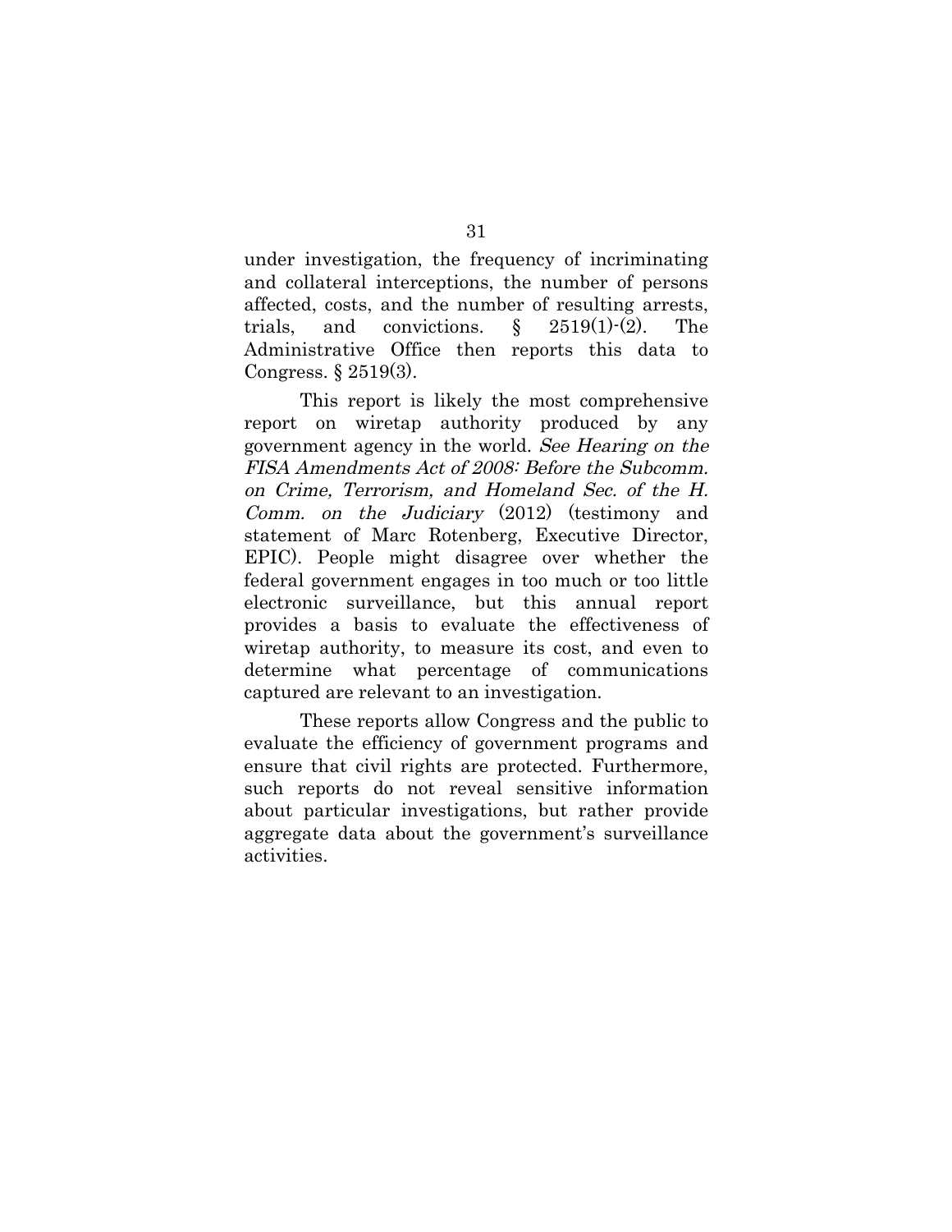under investigation, the frequency of incriminating and collateral interceptions, the number of persons affected, costs, and the number of resulting arrests, trials, and convictions. § 2519(1)-(2). The Administrative Office then reports this data to Congress. § 2519(3).

This report is likely the most comprehensive report on wiretap authority produced by any government agency in the world. *See Hearing on the FISA Amendments Act of 2008: Before the Subcomm. on Crime, Terrorism, and Homeland Sec. of the H. Comm. on the Judiciary* (2012) (testimony and statement of Marc Rotenberg, Executive Director, EPIC). People might disagree over whether the federal government engages in too much or too little electronic surveillance, but this annual report provides a basis to evaluate the effectiveness of wiretap authority, to measure its cost, and even to determine what percentage of communications captured are relevant to an investigation.

These reports allow Congress and the public to evaluate the efficiency of government programs and ensure that civil rights are protected. Furthermore, such reports do not reveal sensitive information about particular investigations, but rather provide aggregate data about the government's surveillance activities.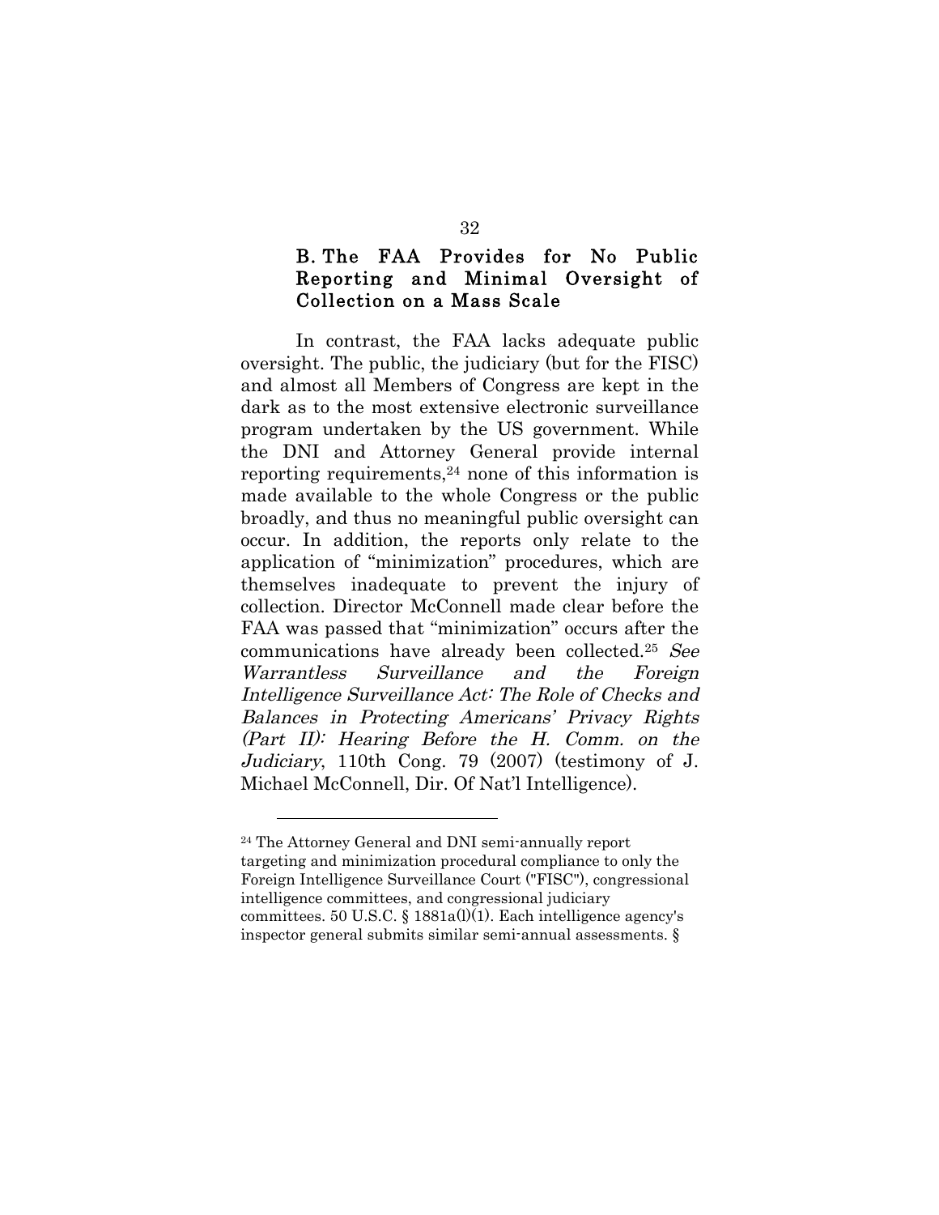## B. The FAA Provides for No Public Reporting and Minimal Oversight of Collection on a Mass Scale

In contrast, the FAA lacks adequate public oversight. The public, the judiciary (but for the FISC) and almost all Members of Congress are kept in the dark as to the most extensive electronic surveillance program undertaken by the US government. While the DNI and Attorney General provide internal reporting requirements,[24] none of this information is made available to the whole Congress or the public broadly, and thus no meaningful public oversight can occur. In addition, the reports only relate to the application of "minimization" procedures, which are themselves inadequate to prevent the injury of collection. Director McConnell made clear before the FAA was passed that "minimization" occurs after the communications have already been collected.[25] *See Warrantless Surveillance and the Foreign Intelligence Surveillance Act: The Role of Checks and Balances in Protecting Americans' Privacy Rights (Part II): Hearing Before the H. Comm. on the Judiciary*, 110th Cong. 79 (2007) (testimony of J. Michael McConnell, Dir. Of Nat'l Intelligence).

---

[24] The Attorney General and DNI semi-annually report targeting and minimization procedural compliance to only the Foreign Intelligence Surveillance Court ("FISC"), congressional intelligence committees, and congressional judiciary committees. 50 U.S.C. § 1881a(l)(1). Each intelligence agency's inspector general submits similar semi-annual assessments. §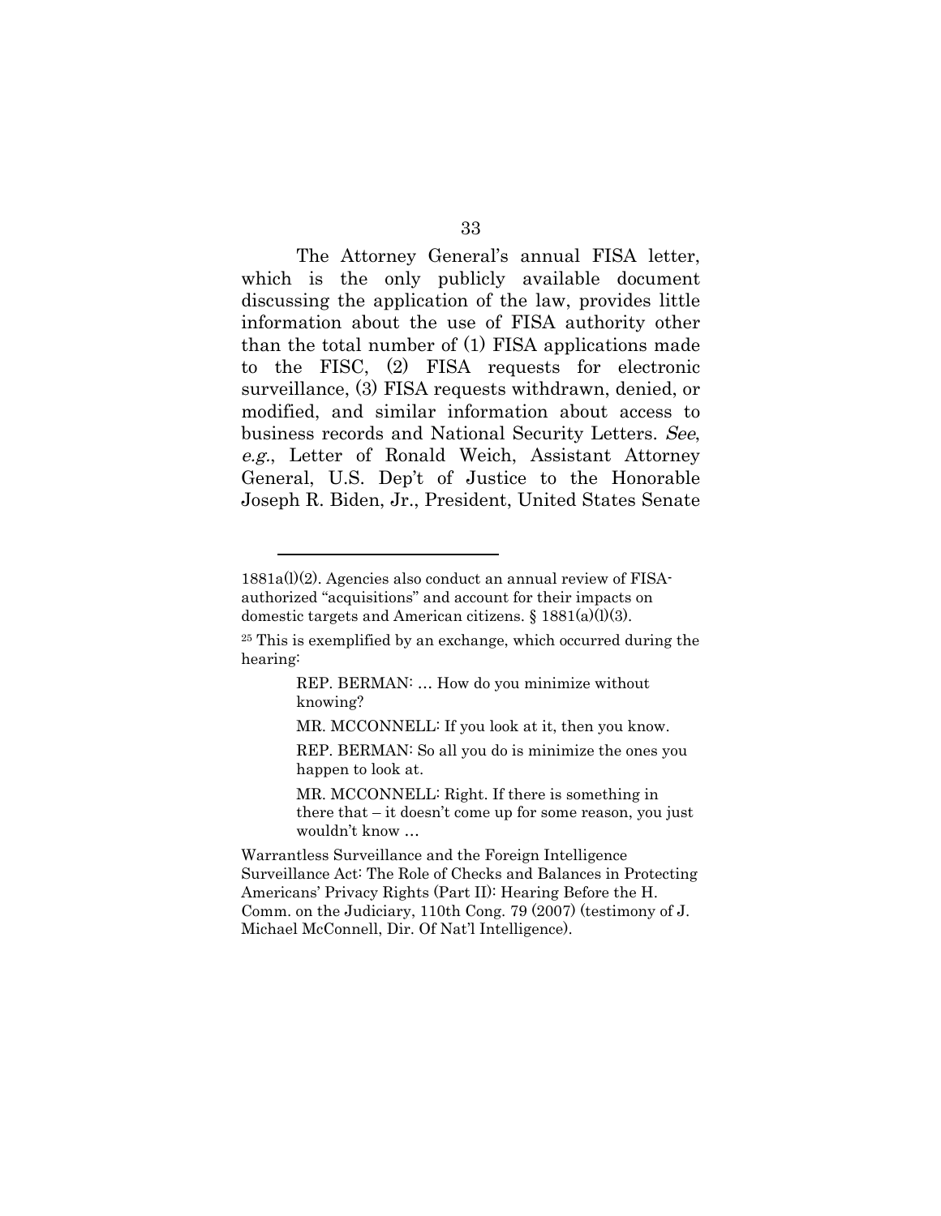The Attorney General's annual FISA letter, which is the only publicly available document discussing the application of the law, provides little information about the use of FISA authority other than the total number of (1) FISA applications made to the FISC, (2) FISA requests for electronic surveillance, (3) FISA requests withdrawn, denied, or modified, and similar information about access to business records and National Security Letters. *See*, *e.g.*, Letter of Ronald Weich, Assistant Attorney General, U.S. Dep't of Justice to the Honorable Joseph R. Biden, Jr., President, United States Senate

---

1881a(l)(2). Agencies also conduct an annual review of FISA-authorized "acquisitions" and account for their impacts on domestic targets and American citizens. § 1881(a)(l)(3).

[25] This is exemplified by an exchange, which occurred during the hearing:

> REP. BERMAN: … How do you minimize without knowing?
>
> MR. MCCONNELL: If you look at it, then you know.
>
> REP. BERMAN: So all you do is minimize the ones you happen to look at.
>
> MR. MCCONNELL: Right. If there is something in there that – it doesn't come up for some reason, you just wouldn't know …

Warrantless Surveillance and the Foreign Intelligence Surveillance Act: The Role of Checks and Balances in Protecting Americans' Privacy Rights (Part II): Hearing Before the H. Comm. on the Judiciary, 110th Cong. 79 (2007) (testimony of J. Michael McConnell, Dir. Of Nat'l Intelligence).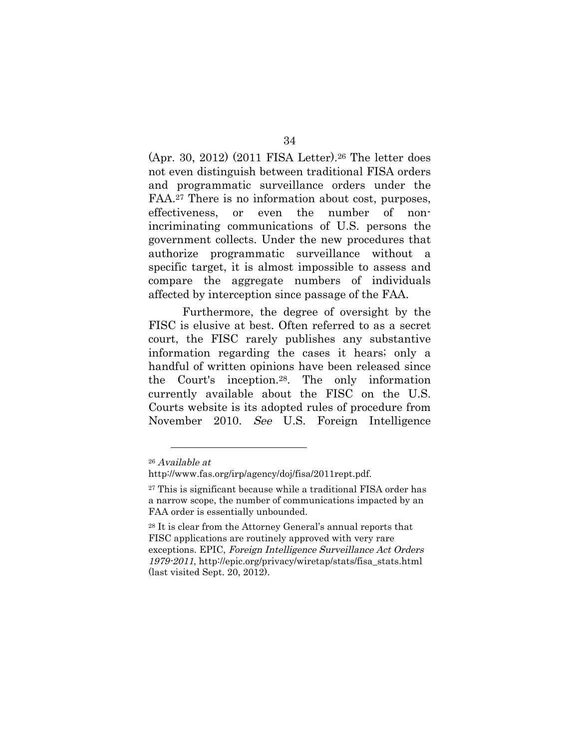(Apr. 30, 2012) (2011 FISA Letter).[26] The letter does not even distinguish between traditional FISA orders and programmatic surveillance orders under the FAA.[27] There is no information about cost, purposes, effectiveness, or even the number of non-incriminating communications of U.S. persons the government collects. Under the new procedures that authorize programmatic surveillance without a specific target, it is almost impossible to assess and compare the aggregate numbers of individuals affected by interception since passage of the FAA.

Furthermore, the degree of oversight by the FISC is elusive at best. Often referred to as a secret court, the FISC rarely publishes any substantive information regarding the cases it hears; only a handful of written opinions have been released since the Court's inception.[28]. The only information currently available about the FISC on the U.S. Courts website is its adopted rules of procedure from November 2010. *See* U.S. Foreign Intelligence

---

[26] *Available at* http://www.fas.org/irp/agency/doj/fisa/2011rept.pdf.

[27] This is significant because while a traditional FISA order has a narrow scope, the number of communications impacted by an FAA order is essentially unbounded.

[28] It is clear from the Attorney General's annual reports that FISC applications are routinely approved with very rare exceptions. EPIC, *Foreign Intelligence Surveillance Act Orders 1979-2011*, http://epic.org/privacy/wiretap/stats/fisa_stats.html (last visited Sept. 20, 2012).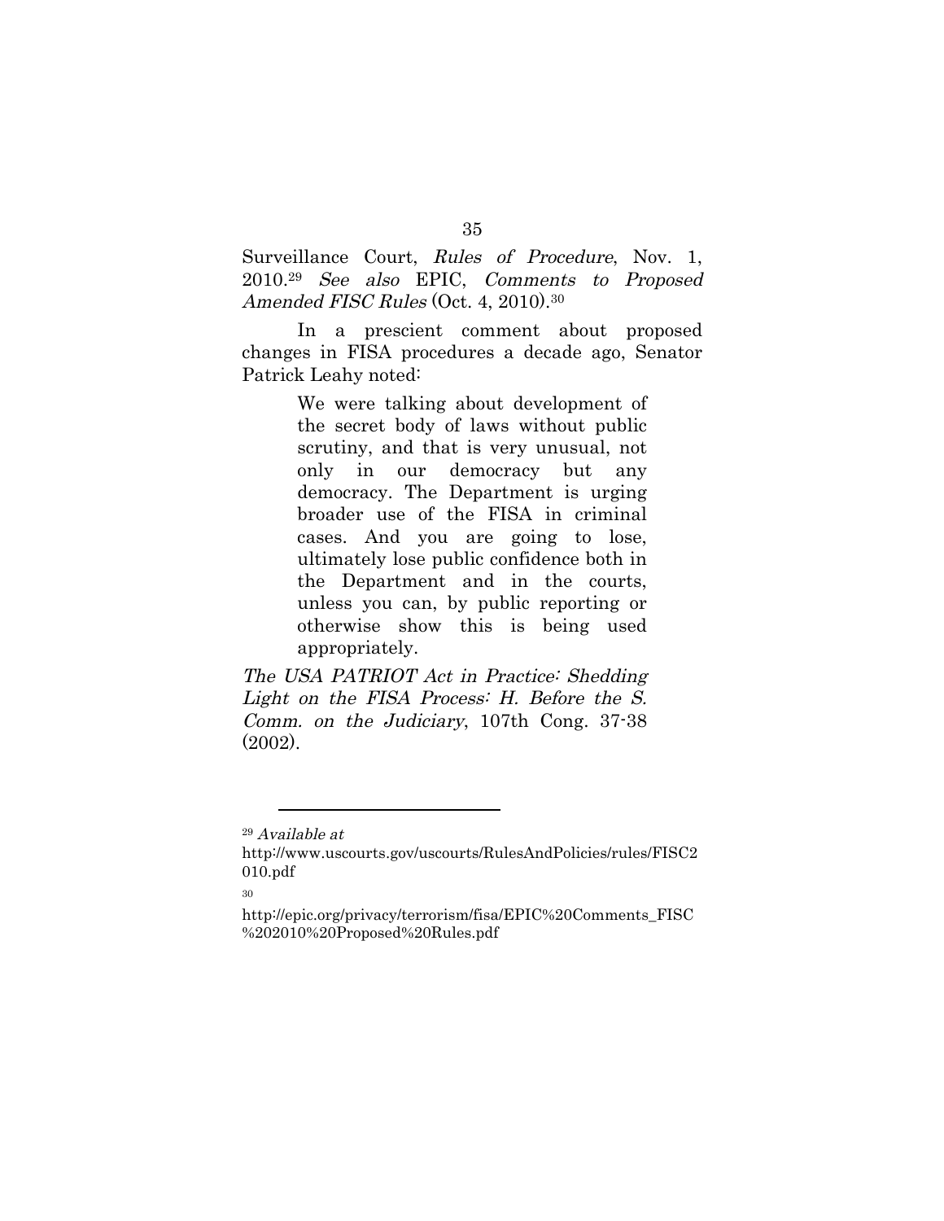Surveillance Court, *Rules of Procedure*, Nov. 1, 2010.[29] *See also* EPIC, *Comments to Proposed Amended FISC Rules* (Oct. 4, 2010).[30]

In a prescient comment about proposed changes in FISA procedures a decade ago, Senator Patrick Leahy noted:

> We were talking about development of the secret body of laws without public scrutiny, and that is very unusual, not only in our democracy but any democracy. The Department is urging broader use of the FISA in criminal cases. And you are going to lose, ultimately lose public confidence both in the Department and in the courts, unless you can, by public reporting or otherwise show this is being used appropriately.

*The USA PATRIOT Act in Practice: Shedding Light on the FISA Process: H. Before the S. Comm. on the Judiciary*, 107th Cong. 37-38 (2002).

---

[29] *Available at* http://www.uscourts.gov/uscourts/RulesAndPolicies/rules/FISC2010.pdf

[30] http://epic.org/privacy/terrorism/fisa/EPIC%20Comments_FISC%202010%20Proposed%20Rules.pdf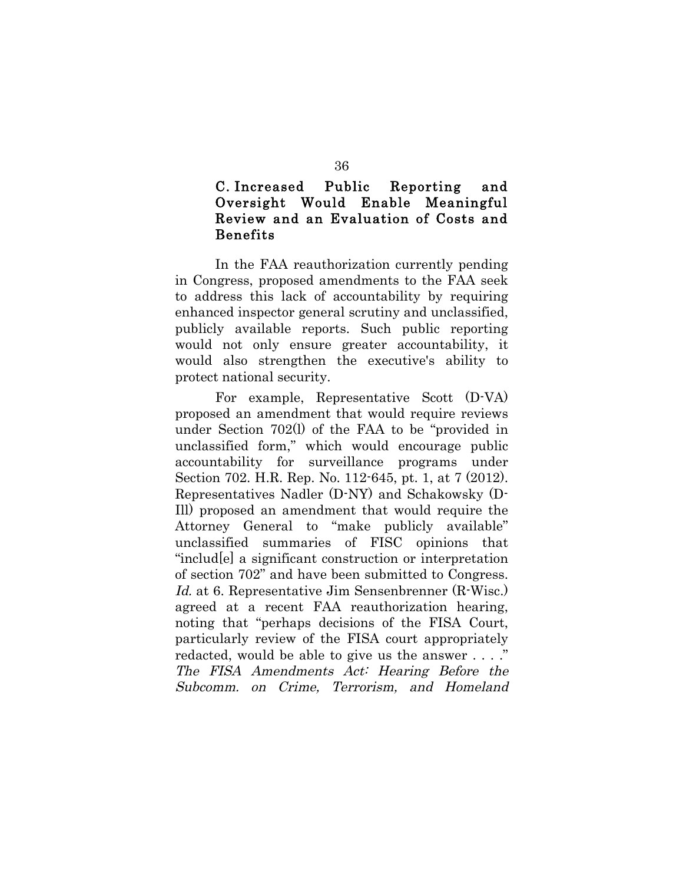### C. Increased Public Reporting and Oversight Would Enable Meaningful Review and an Evaluation of Costs and Benefits

In the FAA reauthorization currently pending in Congress, proposed amendments to the FAA seek to address this lack of accountability by requiring enhanced inspector general scrutiny and unclassified, publicly available reports. Such public reporting would not only ensure greater accountability, it would also strengthen the executive's ability to protect national security.

For example, Representative Scott (D-VA) proposed an amendment that would require reviews under Section 702(l) of the FAA to be "provided in unclassified form," which would encourage public accountability for surveillance programs under Section 702. H.R. Rep. No. 112-645, pt. 1, at 7 (2012). Representatives Nadler (D-NY) and Schakowsky (D-Ill) proposed an amendment that would require the Attorney General to "make publicly available" unclassified summaries of FISC opinions that "includ[e] a significant construction or interpretation of section 702" and have been submitted to Congress. *Id.* at 6. Representative Jim Sensenbrenner (R-Wisc.) agreed at a recent FAA reauthorization hearing, noting that "perhaps decisions of the FISA Court, particularly review of the FISA court appropriately redacted, would be able to give us the answer . . . ." *The FISA Amendments Act: Hearing Before the Subcomm. on Crime, Terrorism, and Homeland*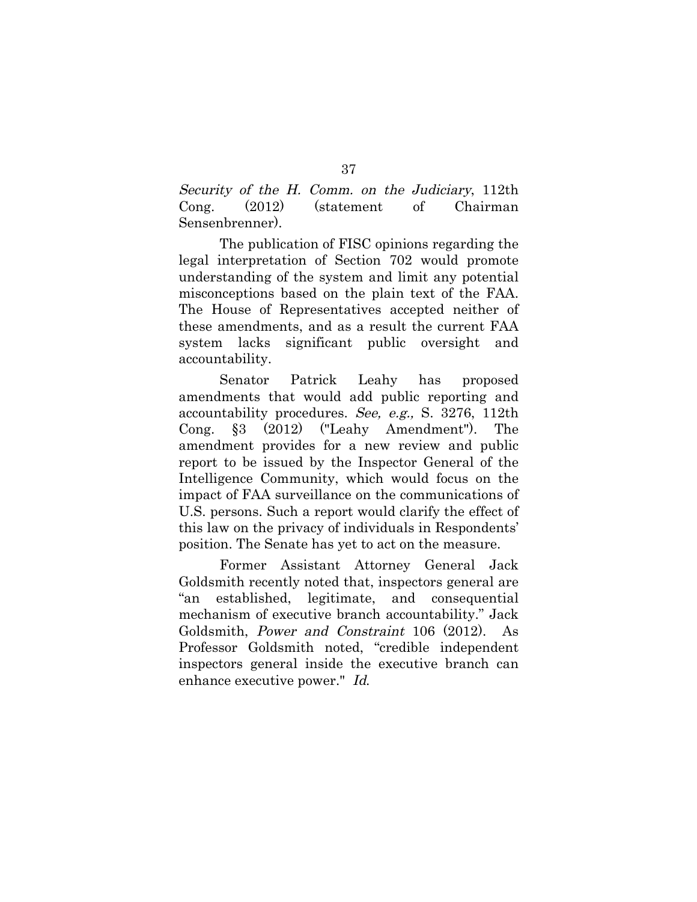*Security of the H. Comm. on the Judiciary*, 112th Cong. (2012) (statement of Chairman Sensenbrenner).

The publication of FISC opinions regarding the legal interpretation of Section 702 would promote understanding of the system and limit any potential misconceptions based on the plain text of the FAA. The House of Representatives accepted neither of these amendments, and as a result the current FAA system lacks significant public oversight and accountability.

Senator Patrick Leahy has proposed amendments that would add public reporting and accountability procedures. *See, e.g.,* S. 3276, 112th Cong. §3 (2012) ("Leahy Amendment"). The amendment provides for a new review and public report to be issued by the Inspector General of the Intelligence Community, which would focus on the impact of FAA surveillance on the communications of U.S. persons. Such a report would clarify the effect of this law on the privacy of individuals in Respondents' position. The Senate has yet to act on the measure.

Former Assistant Attorney General Jack Goldsmith recently noted that, inspectors general are "an established, legitimate, and consequential mechanism of executive branch accountability." Jack Goldsmith, *Power and Constraint* 106 (2012). As Professor Goldsmith noted, "credible independent inspectors general inside the executive branch can enhance executive power." *Id.*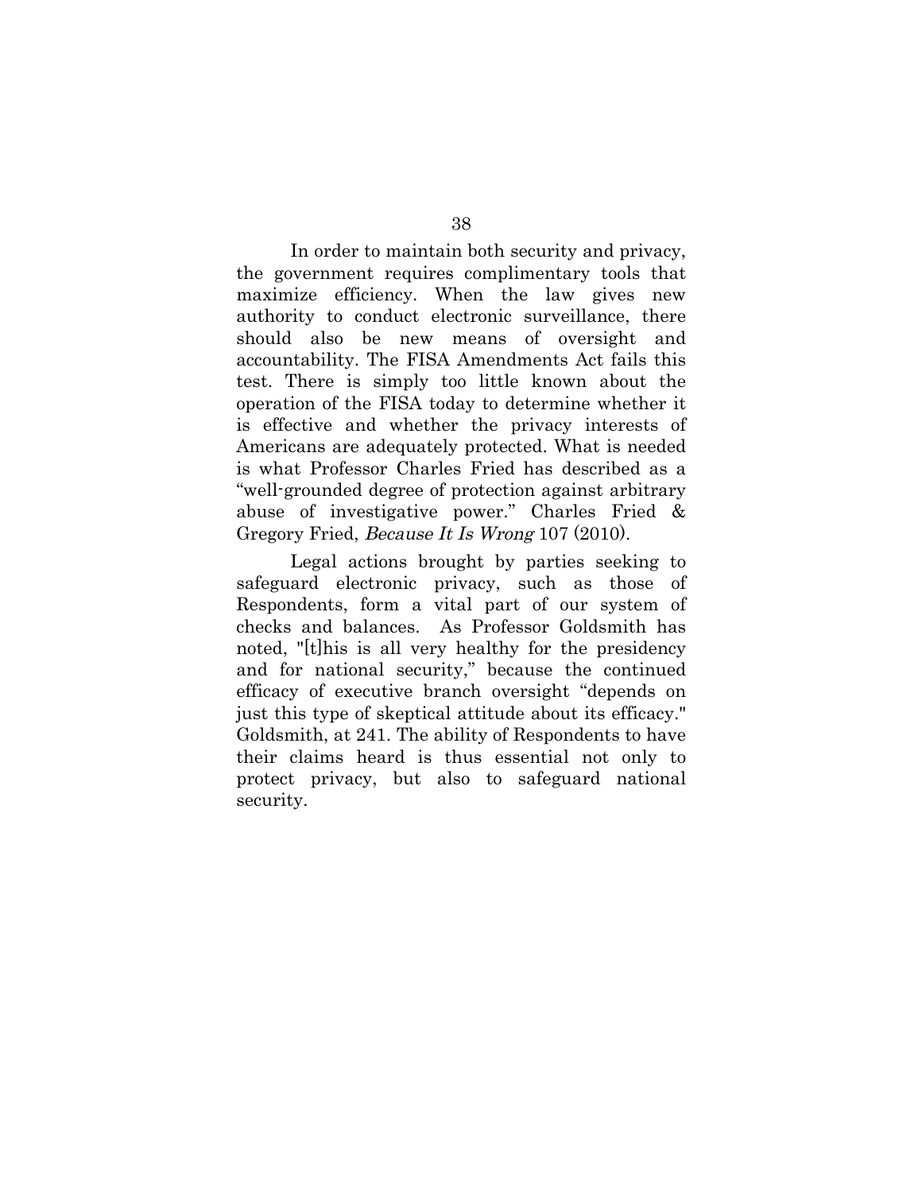In order to maintain both security and privacy, the government requires complimentary tools that maximize efficiency. When the law gives new authority to conduct electronic surveillance, there should also be new means of oversight and accountability. The FISA Amendments Act fails this test. There is simply too little known about the operation of the FISA today to determine whether it is effective and whether the privacy interests of Americans are adequately protected. What is needed is what Professor Charles Fried has described as a "well-grounded degree of protection against arbitrary abuse of investigative power." Charles Fried & Gregory Fried, *Because It Is Wrong* 107 (2010).

Legal actions brought by parties seeking to safeguard electronic privacy, such as those of Respondents, form a vital part of our system of checks and balances. As Professor Goldsmith has noted, "[t]his is all very healthy for the presidency and for national security," because the continued efficacy of executive branch oversight "depends on just this type of skeptical attitude about its efficacy." Goldsmith, at 241. The ability of Respondents to have their claims heard is thus essential not only to protect privacy, but also to safeguard national security.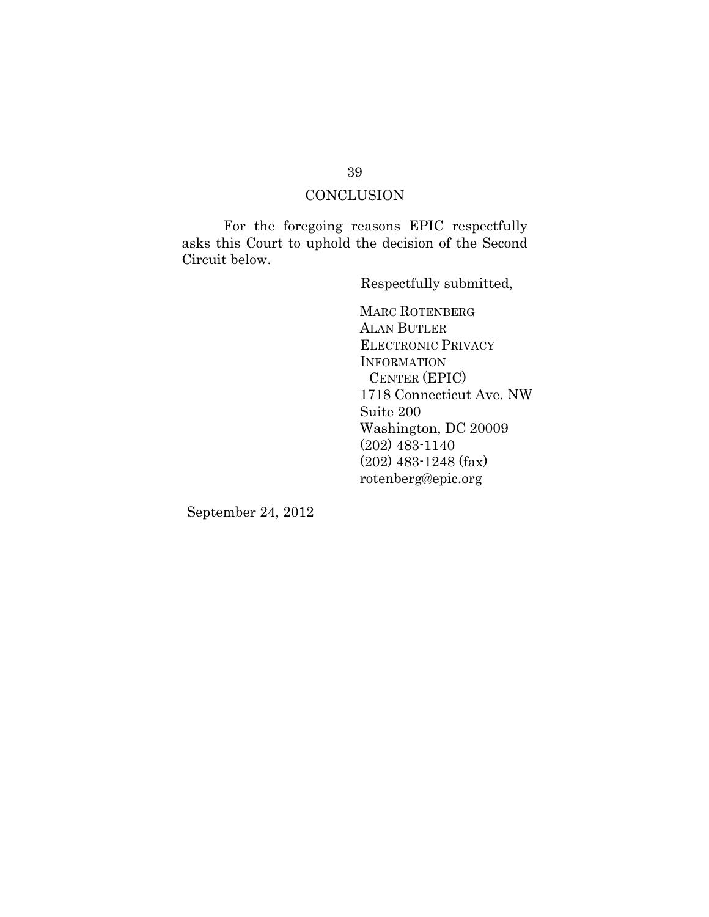## CONCLUSION

For the foregoing reasons EPIC respectfully asks this Court to uphold the decision of the Second Circuit below.

Respectfully submitted,

MARC ROTENBERG  
ALAN BUTLER  
ELECTRONIC PRIVACY INFORMATION CENTER (EPIC)  
1718 Connecticut Ave. NW  
Suite 200  
Washington, DC 20009  
(202) 483-1140  
(202) 483-1248 (fax)  
rotenberg@epic.org

September 24, 2012